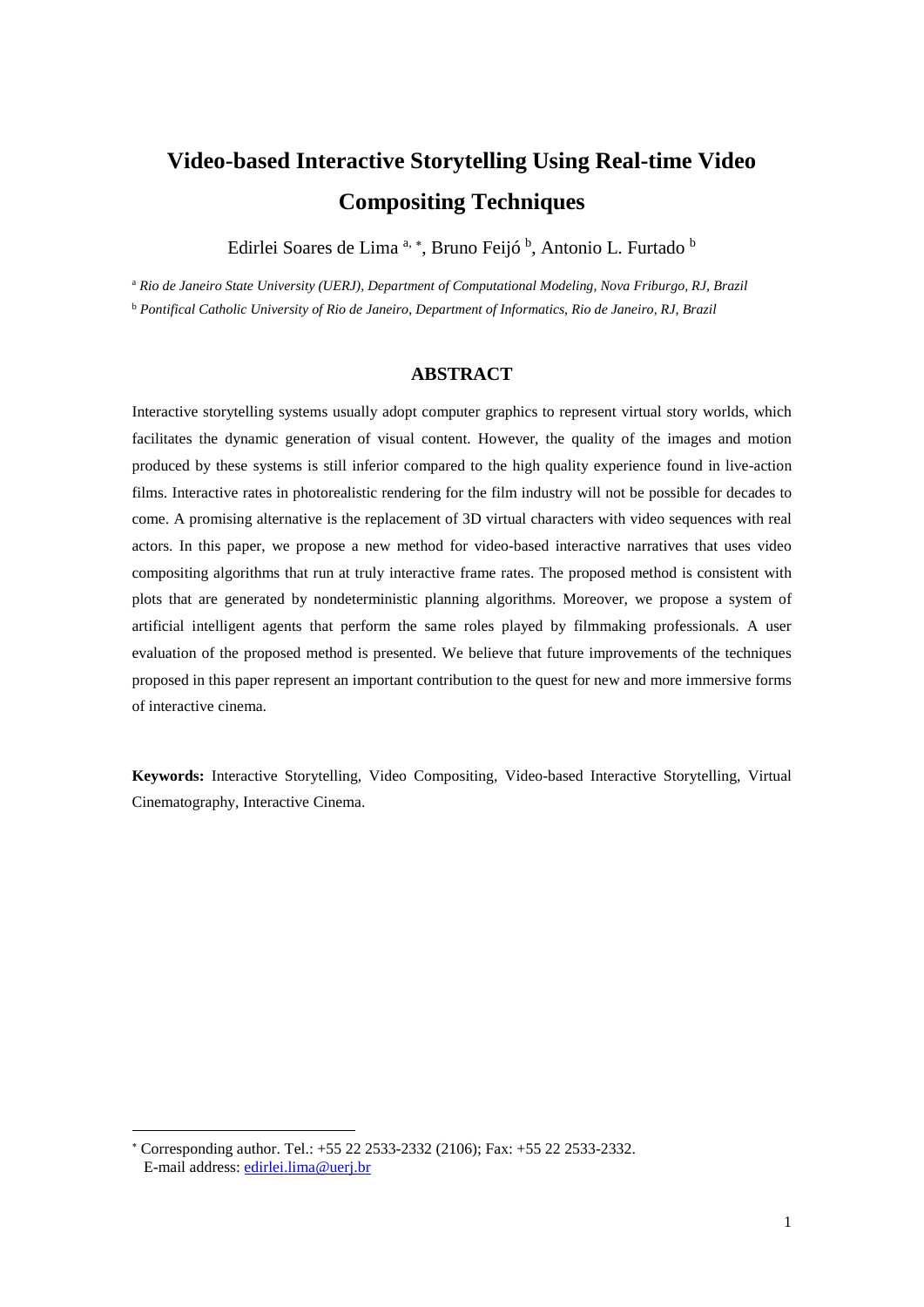# Video-based Interactive Storytelling Using Real-time Video Compositing Techniques

Edirlei Soares de Lima [a, *], Bruno Feijó [b], Antonio L. Furtado [b]

[a] *Rio de Janeiro State University (UERJ), Department of Computational Modeling, Nova Friburgo, RJ, Brazil*

[b] *Pontifical Catholic University of Rio de Janeiro, Department of Informatics, Rio de Janeiro, RJ, Brazil*

## ABSTRACT

Interactive storytelling systems usually adopt computer graphics to represent virtual story worlds, which facilitates the dynamic generation of visual content. However, the quality of the images and motion produced by these systems is still inferior compared to the high quality experience found in live-action films. Interactive rates in photorealistic rendering for the film industry will not be possible for decades to come. A promising alternative is the replacement of 3D virtual characters with video sequences with real actors. In this paper, we propose a new method for video-based interactive narratives that uses video compositing algorithms that run at truly interactive frame rates. The proposed method is consistent with plots that are generated by nondeterministic planning algorithms. Moreover, we propose a system of artificial intelligent agents that perform the same roles played by filmmaking professionals. A user evaluation of the proposed method is presented. We believe that future improvements of the techniques proposed in this paper represent an important contribution to the quest for new and more immersive forms of interactive cinema.

**Keywords:** Interactive Storytelling, Video Compositing, Video-based Interactive Storytelling, Virtual Cinematography, Interactive Cinema.

---

[*] Corresponding author. Tel.: +55 22 2533-2332 (2106); Fax: +55 22 2533-2332.
E-mail address: edirlei.lima@uerj.br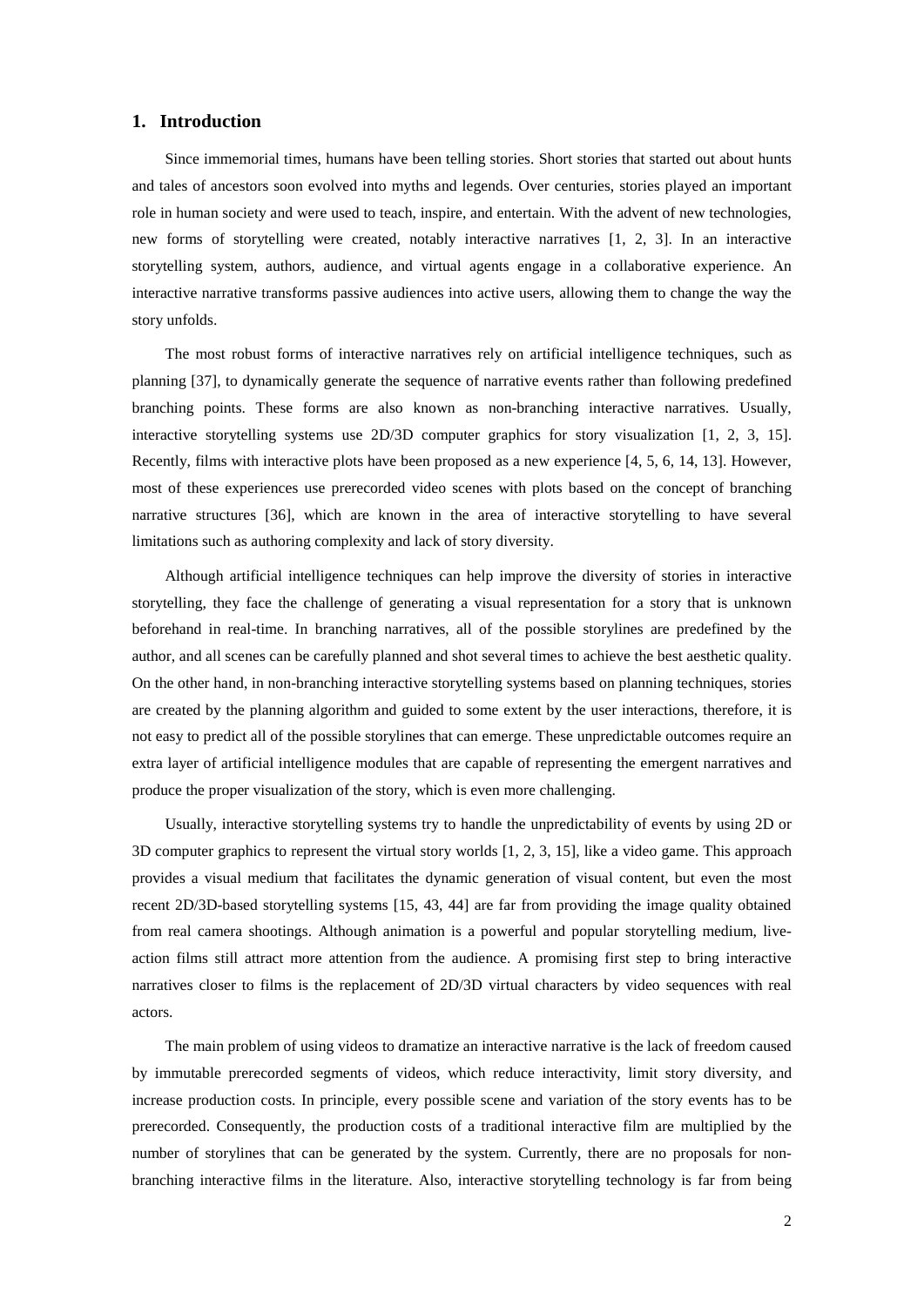## 1. Introduction

Since immemorial times, humans have been telling stories. Short stories that started out about hunts and tales of ancestors soon evolved into myths and legends. Over centuries, stories played an important role in human society and were used to teach, inspire, and entertain. With the advent of new technologies, new forms of storytelling were created, notably interactive narratives [1, 2, 3]. In an interactive storytelling system, authors, audience, and virtual agents engage in a collaborative experience. An interactive narrative transforms passive audiences into active users, allowing them to change the way the story unfolds.

The most robust forms of interactive narratives rely on artificial intelligence techniques, such as planning [37], to dynamically generate the sequence of narrative events rather than following predefined branching points. These forms are also known as non-branching interactive narratives. Usually, interactive storytelling systems use 2D/3D computer graphics for story visualization [1, 2, 3, 15]. Recently, films with interactive plots have been proposed as a new experience [4, 5, 6, 14, 13]. However, most of these experiences use prerecorded video scenes with plots based on the concept of branching narrative structures [36], which are known in the area of interactive storytelling to have several limitations such as authoring complexity and lack of story diversity.

Although artificial intelligence techniques can help improve the diversity of stories in interactive storytelling, they face the challenge of generating a visual representation for a story that is unknown beforehand in real-time. In branching narratives, all of the possible storylines are predefined by the author, and all scenes can be carefully planned and shot several times to achieve the best aesthetic quality. On the other hand, in non-branching interactive storytelling systems based on planning techniques, stories are created by the planning algorithm and guided to some extent by the user interactions, therefore, it is not easy to predict all of the possible storylines that can emerge. These unpredictable outcomes require an extra layer of artificial intelligence modules that are capable of representing the emergent narratives and produce the proper visualization of the story, which is even more challenging.

Usually, interactive storytelling systems try to handle the unpredictability of events by using 2D or 3D computer graphics to represent the virtual story worlds [1, 2, 3, 15], like a video game. This approach provides a visual medium that facilitates the dynamic generation of visual content, but even the most recent 2D/3D-based storytelling systems [15, 43, 44] are far from providing the image quality obtained from real camera shootings. Although animation is a powerful and popular storytelling medium, live-action films still attract more attention from the audience. A promising first step to bring interactive narratives closer to films is the replacement of 2D/3D virtual characters by video sequences with real actors.

The main problem of using videos to dramatize an interactive narrative is the lack of freedom caused by immutable prerecorded segments of videos, which reduce interactivity, limit story diversity, and increase production costs. In principle, every possible scene and variation of the story events has to be prerecorded. Consequently, the production costs of a traditional interactive film are multiplied by the number of storylines that can be generated by the system. Currently, there are no proposals for non-branching interactive films in the literature. Also, interactive storytelling technology is far from being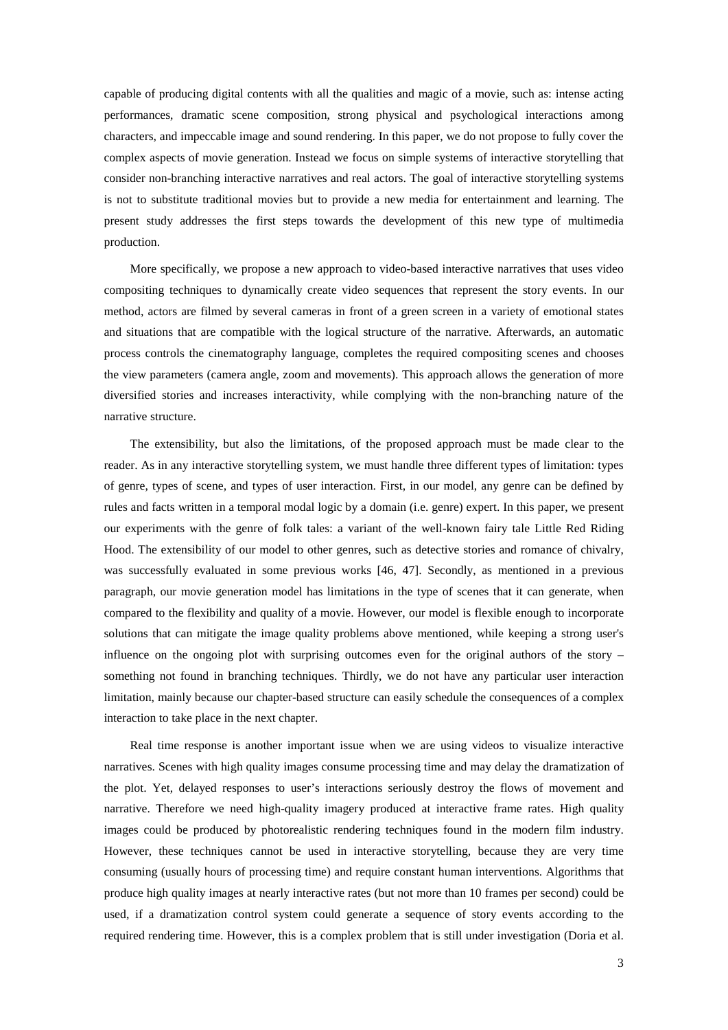capable of producing digital contents with all the qualities and magic of a movie, such as: intense acting performances, dramatic scene composition, strong physical and psychological interactions among characters, and impeccable image and sound rendering. In this paper, we do not propose to fully cover the complex aspects of movie generation. Instead we focus on simple systems of interactive storytelling that consider non-branching interactive narratives and real actors. The goal of interactive storytelling systems is not to substitute traditional movies but to provide a new media for entertainment and learning. The present study addresses the first steps towards the development of this new type of multimedia production.

More specifically, we propose a new approach to video-based interactive narratives that uses video compositing techniques to dynamically create video sequences that represent the story events. In our method, actors are filmed by several cameras in front of a green screen in a variety of emotional states and situations that are compatible with the logical structure of the narrative. Afterwards, an automatic process controls the cinematography language, completes the required compositing scenes and chooses the view parameters (camera angle, zoom and movements). This approach allows the generation of more diversified stories and increases interactivity, while complying with the non-branching nature of the narrative structure.

The extensibility, but also the limitations, of the proposed approach must be made clear to the reader. As in any interactive storytelling system, we must handle three different types of limitation: types of genre, types of scene, and types of user interaction. First, in our model, any genre can be defined by rules and facts written in a temporal modal logic by a domain (i.e. genre) expert. In this paper, we present our experiments with the genre of folk tales: a variant of the well-known fairy tale Little Red Riding Hood. The extensibility of our model to other genres, such as detective stories and romance of chivalry, was successfully evaluated in some previous works [46, 47]. Secondly, as mentioned in a previous paragraph, our movie generation model has limitations in the type of scenes that it can generate, when compared to the flexibility and quality of a movie. However, our model is flexible enough to incorporate solutions that can mitigate the image quality problems above mentioned, while keeping a strong user's influence on the ongoing plot with surprising outcomes even for the original authors of the story – something not found in branching techniques. Thirdly, we do not have any particular user interaction limitation, mainly because our chapter-based structure can easily schedule the consequences of a complex interaction to take place in the next chapter.

Real time response is another important issue when we are using videos to visualize interactive narratives. Scenes with high quality images consume processing time and may delay the dramatization of the plot. Yet, delayed responses to user's interactions seriously destroy the flows of movement and narrative. Therefore we need high-quality imagery produced at interactive frame rates. High quality images could be produced by photorealistic rendering techniques found in the modern film industry. However, these techniques cannot be used in interactive storytelling, because they are very time consuming (usually hours of processing time) and require constant human interventions. Algorithms that produce high quality images at nearly interactive rates (but not more than 10 frames per second) could be used, if a dramatization control system could generate a sequence of story events according to the required rendering time. However, this is a complex problem that is still under investigation (Doria et al.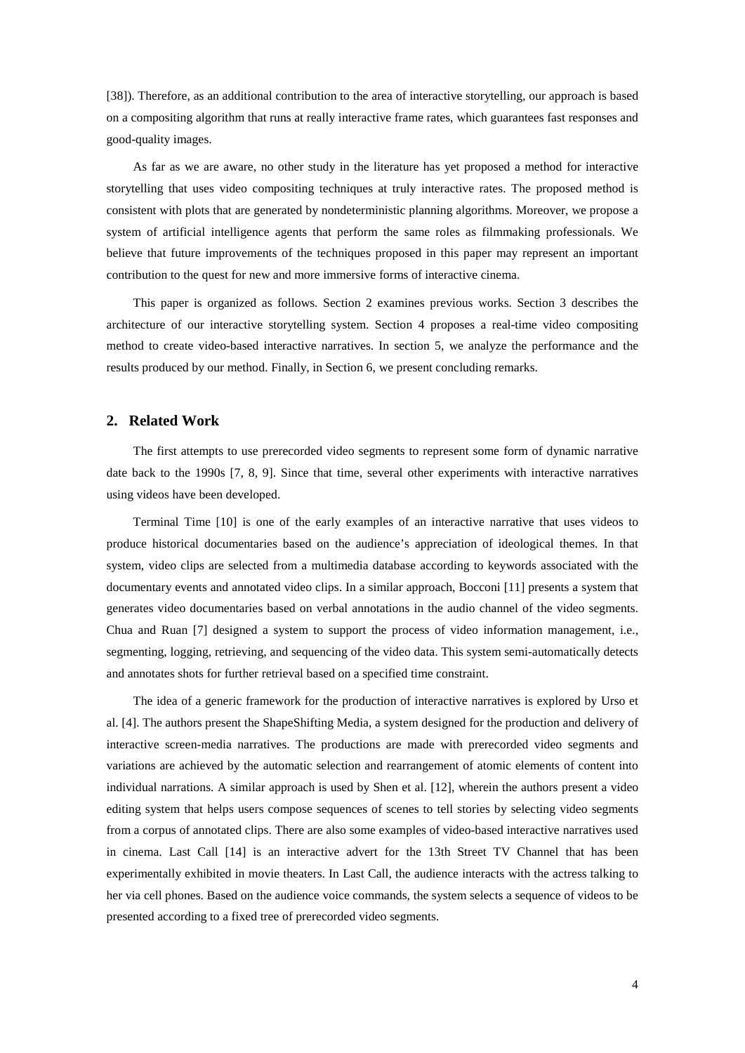[38]). Therefore, as an additional contribution to the area of interactive storytelling, our approach is based on a compositing algorithm that runs at really interactive frame rates, which guarantees fast responses and good-quality images.

As far as we are aware, no other study in the literature has yet proposed a method for interactive storytelling that uses video compositing techniques at truly interactive rates. The proposed method is consistent with plots that are generated by nondeterministic planning algorithms. Moreover, we propose a system of artificial intelligence agents that perform the same roles as filmmaking professionals. We believe that future improvements of the techniques proposed in this paper may represent an important contribution to the quest for new and more immersive forms of interactive cinema.

This paper is organized as follows. Section 2 examines previous works. Section 3 describes the architecture of our interactive storytelling system. Section 4 proposes a real-time video compositing method to create video-based interactive narratives. In section 5, we analyze the performance and the results produced by our method. Finally, in Section 6, we present concluding remarks.

## 2. Related Work

The first attempts to use prerecorded video segments to represent some form of dynamic narrative date back to the 1990s [7, 8, 9]. Since that time, several other experiments with interactive narratives using videos have been developed.

Terminal Time [10] is one of the early examples of an interactive narrative that uses videos to produce historical documentaries based on the audience's appreciation of ideological themes. In that system, video clips are selected from a multimedia database according to keywords associated with the documentary events and annotated video clips. In a similar approach, Bocconi [11] presents a system that generates video documentaries based on verbal annotations in the audio channel of the video segments. Chua and Ruan [7] designed a system to support the process of video information management, i.e., segmenting, logging, retrieving, and sequencing of the video data. This system semi-automatically detects and annotates shots for further retrieval based on a specified time constraint.

The idea of a generic framework for the production of interactive narratives is explored by Urso et al. [4]. The authors present the ShapeShifting Media, a system designed for the production and delivery of interactive screen-media narratives. The productions are made with prerecorded video segments and variations are achieved by the automatic selection and rearrangement of atomic elements of content into individual narrations. A similar approach is used by Shen et al. [12], wherein the authors present a video editing system that helps users compose sequences of scenes to tell stories by selecting video segments from a corpus of annotated clips. There are also some examples of video-based interactive narratives used in cinema. Last Call [14] is an interactive advert for the 13th Street TV Channel that has been experimentally exhibited in movie theaters. In Last Call, the audience interacts with the actress talking to her via cell phones. Based on the audience voice commands, the system selects a sequence of videos to be presented according to a fixed tree of prerecorded video segments.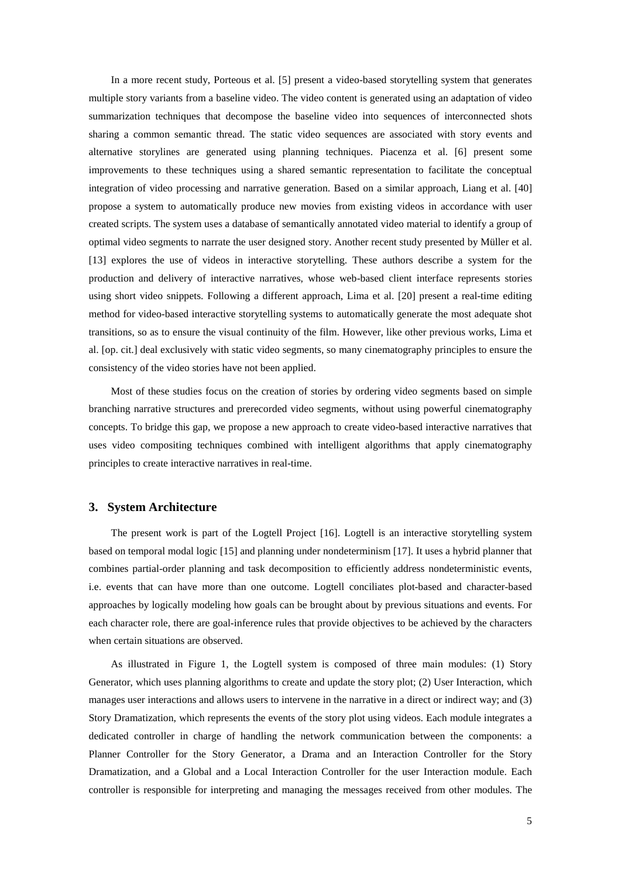In a more recent study, Porteous et al. [5] present a video-based storytelling system that generates multiple story variants from a baseline video. The video content is generated using an adaptation of video summarization techniques that decompose the baseline video into sequences of interconnected shots sharing a common semantic thread. The static video sequences are associated with story events and alternative storylines are generated using planning techniques. Piacenza et al. [6] present some improvements to these techniques using a shared semantic representation to facilitate the conceptual integration of video processing and narrative generation. Based on a similar approach, Liang et al. [40] propose a system to automatically produce new movies from existing videos in accordance with user created scripts. The system uses a database of semantically annotated video material to identify a group of optimal video segments to narrate the user designed story. Another recent study presented by Müller et al. [13] explores the use of videos in interactive storytelling. These authors describe a system for the production and delivery of interactive narratives, whose web-based client interface represents stories using short video snippets. Following a different approach, Lima et al. [20] present a real-time editing method for video-based interactive storytelling systems to automatically generate the most adequate shot transitions, so as to ensure the visual continuity of the film. However, like other previous works, Lima et al. [op. cit.] deal exclusively with static video segments, so many cinematography principles to ensure the consistency of the video stories have not been applied.

Most of these studies focus on the creation of stories by ordering video segments based on simple branching narrative structures and prerecorded video segments, without using powerful cinematography concepts. To bridge this gap, we propose a new approach to create video-based interactive narratives that uses video compositing techniques combined with intelligent algorithms that apply cinematography principles to create interactive narratives in real-time.

## 3. System Architecture

The present work is part of the Logtell Project [16]. Logtell is an interactive storytelling system based on temporal modal logic [15] and planning under nondeterminism [17]. It uses a hybrid planner that combines partial-order planning and task decomposition to efficiently address nondeterministic events, i.e. events that can have more than one outcome. Logtell conciliates plot-based and character-based approaches by logically modeling how goals can be brought about by previous situations and events. For each character role, there are goal-inference rules that provide objectives to be achieved by the characters when certain situations are observed.

As illustrated in Figure 1, the Logtell system is composed of three main modules: (1) Story Generator, which uses planning algorithms to create and update the story plot; (2) User Interaction, which manages user interactions and allows users to intervene in the narrative in a direct or indirect way; and (3) Story Dramatization, which represents the events of the story plot using videos. Each module integrates a dedicated controller in charge of handling the network communication between the components: a Planner Controller for the Story Generator, a Drama and an Interaction Controller for the Story Dramatization, and a Global and a Local Interaction Controller for the user Interaction module. Each controller is responsible for interpreting and managing the messages received from other modules. The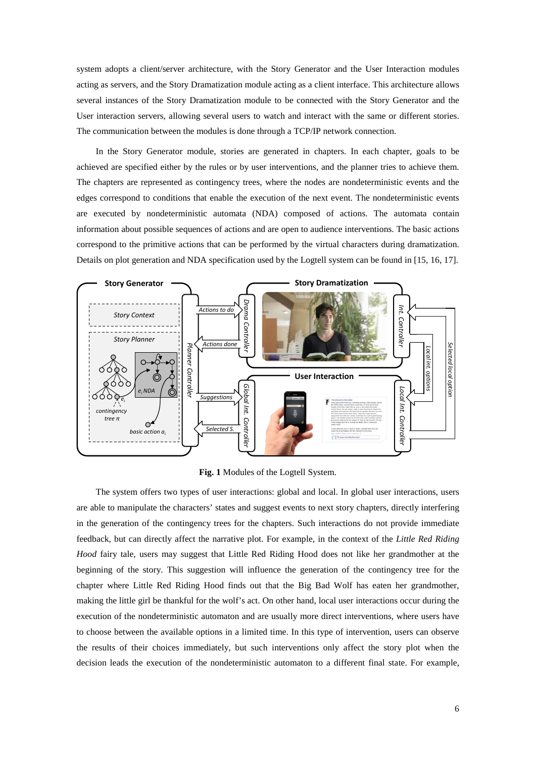system adopts a client/server architecture, with the Story Generator and the User Interaction modules acting as servers, and the Story Dramatization module acting as a client interface. This architecture allows several instances of the Story Dramatization module to be connected with the Story Generator and the User interaction servers, allowing several users to watch and interact with the same or different stories. The communication between the modules is done through a TCP/IP network connection.

In the Story Generator module, stories are generated in chapters. In each chapter, goals to be achieved are specified either by the rules or by user interventions, and the planner tries to achieve them. The chapters are represented as contingency trees, where the nodes are nondeterministic events and the edges correspond to conditions that enable the execution of the next event. The nondeterministic events are executed by nondeterministic automata (NDA) composed of actions. The automata contain information about possible sequences of actions and are open to audience interventions. The basic actions correspond to the primitive actions that can be performed by the virtual characters during dramatization. Details on plot generation and NDA specification used by the Logtell system can be found in [15, 16, 17].

**Fig. 1** Modules of the Logtell System.

The system offers two types of user interactions: global and local. In global user interactions, users are able to manipulate the characters' states and suggest events to next story chapters, directly interfering in the generation of the contingency trees for the chapters. Such interactions do not provide immediate feedback, but can directly affect the narrative plot. For example, in the context of the *Little Red Riding Hood* fairy tale, users may suggest that Little Red Riding Hood does not like her grandmother at the beginning of the story. This suggestion will influence the generation of the contingency tree for the chapter where Little Red Riding Hood finds out that the Big Bad Wolf has eaten her grandmother, making the little girl be thankful for the wolf's act. On other hand, local user interactions occur during the execution of the nondeterministic automaton and are usually more direct interventions, where users have to choose between the available options in a limited time. In this type of intervention, users can observe the results of their choices immediately, but such interventions only affect the story plot when the decision leads the execution of the nondeterministic automaton to a different final state. For example,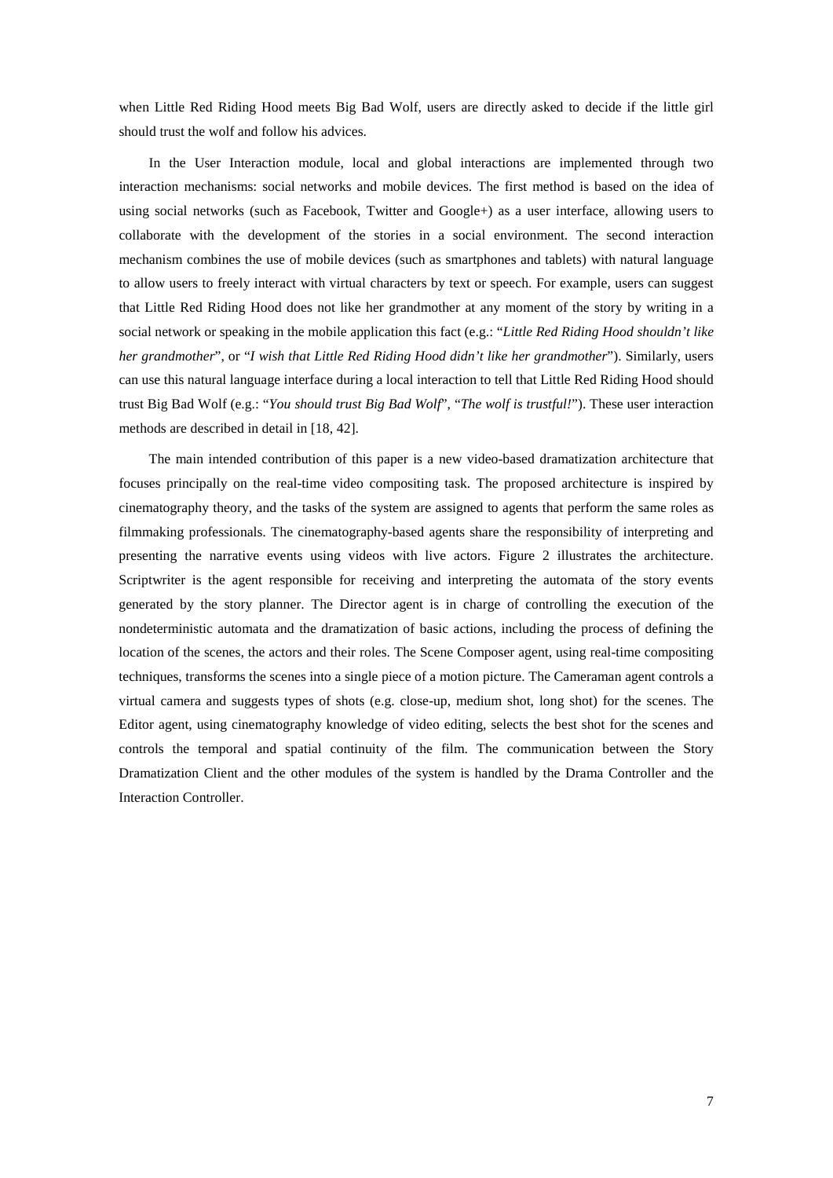when Little Red Riding Hood meets Big Bad Wolf, users are directly asked to decide if the little girl should trust the wolf and follow his advices.

In the User Interaction module, local and global interactions are implemented through two interaction mechanisms: social networks and mobile devices. The first method is based on the idea of using social networks (such as Facebook, Twitter and Google+) as a user interface, allowing users to collaborate with the development of the stories in a social environment. The second interaction mechanism combines the use of mobile devices (such as smartphones and tablets) with natural language to allow users to freely interact with virtual characters by text or speech. For example, users can suggest that Little Red Riding Hood does not like her grandmother at any moment of the story by writing in a social network or speaking in the mobile application this fact (e.g.: "*Little Red Riding Hood shouldn't like her grandmother*", or "*I wish that Little Red Riding Hood didn't like her grandmother*"). Similarly, users can use this natural language interface during a local interaction to tell that Little Red Riding Hood should trust Big Bad Wolf (e.g.: "*You should trust Big Bad Wolf*", "*The wolf is trustful!*"). These user interaction methods are described in detail in [18, 42].

The main intended contribution of this paper is a new video-based dramatization architecture that focuses principally on the real-time video compositing task. The proposed architecture is inspired by cinematography theory, and the tasks of the system are assigned to agents that perform the same roles as filmmaking professionals. The cinematography-based agents share the responsibility of interpreting and presenting the narrative events using videos with live actors. Figure 2 illustrates the architecture. Scriptwriter is the agent responsible for receiving and interpreting the automata of the story events generated by the story planner. The Director agent is in charge of controlling the execution of the nondeterministic automata and the dramatization of basic actions, including the process of defining the location of the scenes, the actors and their roles. The Scene Composer agent, using real-time compositing techniques, transforms the scenes into a single piece of a motion picture. The Cameraman agent controls a virtual camera and suggests types of shots (e.g. close-up, medium shot, long shot) for the scenes. The Editor agent, using cinematography knowledge of video editing, selects the best shot for the scenes and controls the temporal and spatial continuity of the film. The communication between the Story Dramatization Client and the other modules of the system is handled by the Drama Controller and the Interaction Controller.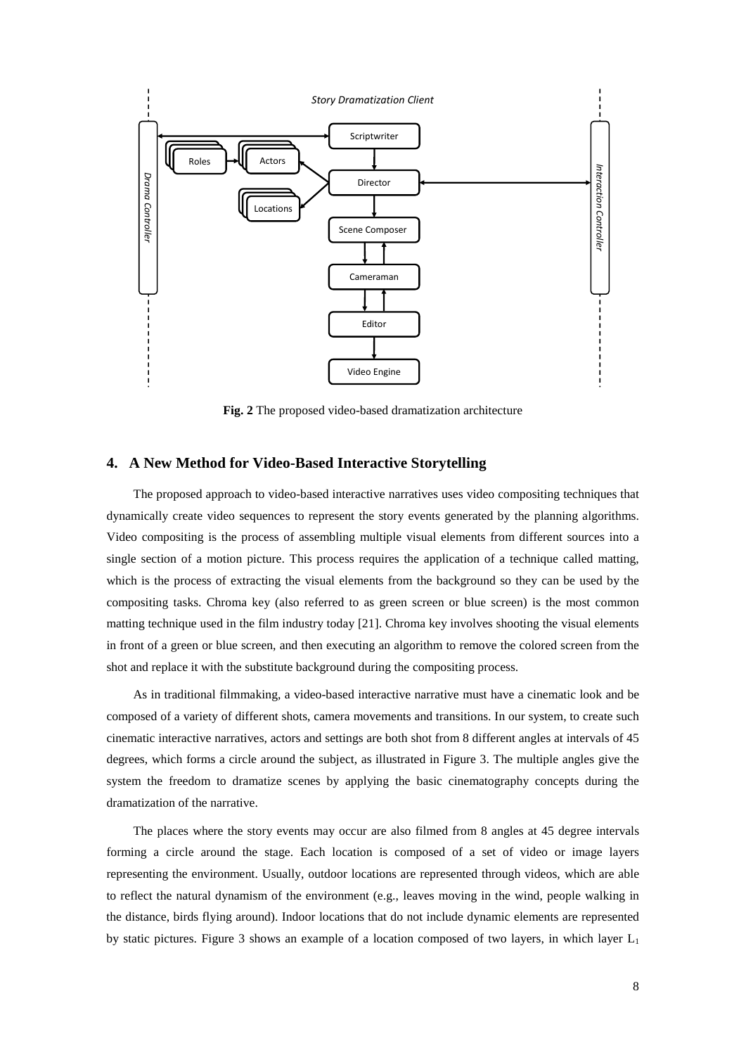**Fig. 2** The proposed video-based dramatization architecture

## 4. A New Method for Video-Based Interactive Storytelling

The proposed approach to video-based interactive narratives uses video compositing techniques that dynamically create video sequences to represent the story events generated by the planning algorithms. Video compositing is the process of assembling multiple visual elements from different sources into a single section of a motion picture. This process requires the application of a technique called matting, which is the process of extracting the visual elements from the background so they can be used by the compositing tasks. Chroma key (also referred to as green screen or blue screen) is the most common matting technique used in the film industry today [21]. Chroma key involves shooting the visual elements in front of a green or blue screen, and then executing an algorithm to remove the colored screen from the shot and replace it with the substitute background during the compositing process.

As in traditional filmmaking, a video-based interactive narrative must have a cinematic look and be composed of a variety of different shots, camera movements and transitions. In our system, to create such cinematic interactive narratives, actors and settings are both shot from 8 different angles at intervals of 45 degrees, which forms a circle around the subject, as illustrated in Figure 3. The multiple angles give the system the freedom to dramatize scenes by applying the basic cinematography concepts during the dramatization of the narrative.

The places where the story events may occur are also filmed from 8 angles at 45 degree intervals forming a circle around the stage. Each location is composed of a set of video or image layers representing the environment. Usually, outdoor locations are represented through videos, which are able to reflect the natural dynamism of the environment (e.g., leaves moving in the wind, people walking in the distance, birds flying around). Indoor locations that do not include dynamic elements are represented by static pictures. Figure 3 shows an example of a location composed of two layers, in which layer $L_1$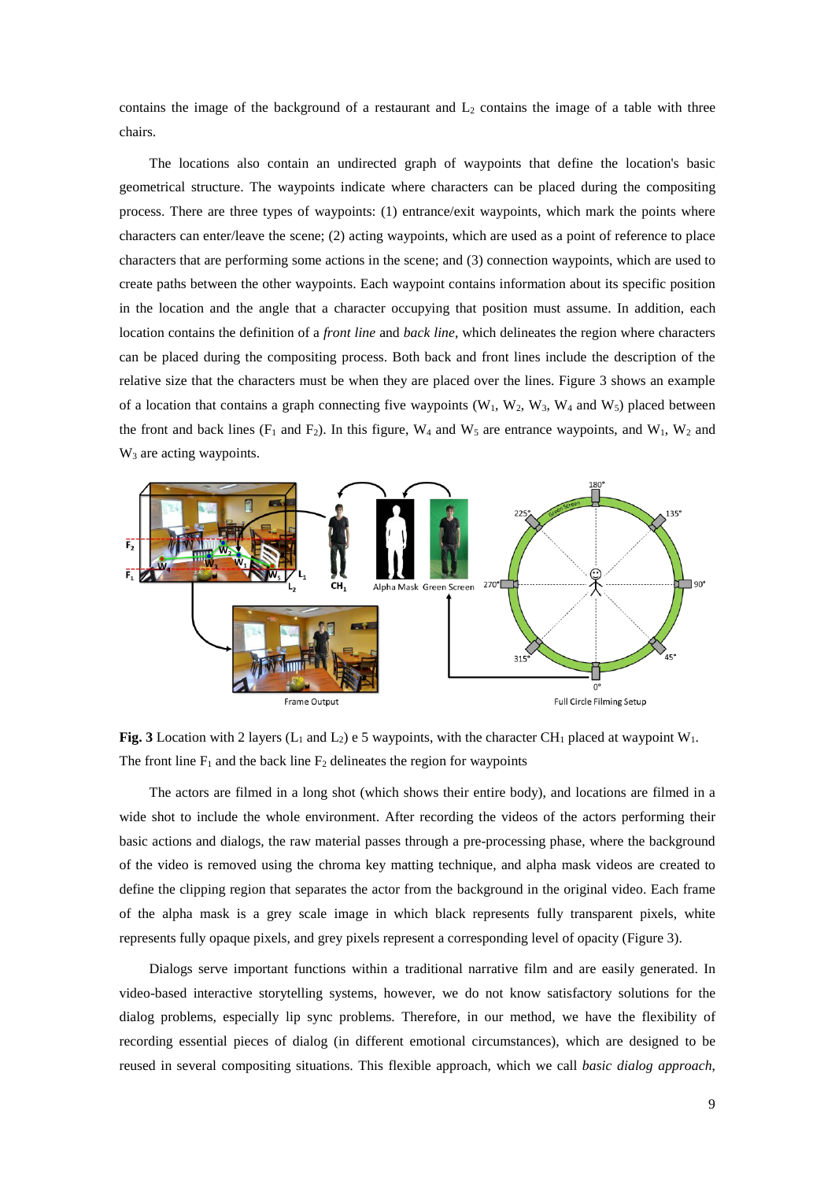contains the image of the background of a restaurant and $L_2$ contains the image of a table with three chairs.

The locations also contain an undirected graph of waypoints that define the location's basic geometrical structure. The waypoints indicate where characters can be placed during the compositing process. There are three types of waypoints: (1) entrance/exit waypoints, which mark the points where characters can enter/leave the scene; (2) acting waypoints, which are used as a point of reference to place characters that are performing some actions in the scene; and (3) connection waypoints, which are used to create paths between the other waypoints. Each waypoint contains information about its specific position in the location and the angle that a character occupying that position must assume. In addition, each location contains the definition of a *front line* and *back line*, which delineates the region where characters can be placed during the compositing process. Both back and front lines include the description of the relative size that the characters must be when they are placed over the lines. Figure 3 shows an example of a location that contains a graph connecting five waypoints ($W_1$, $W_2$, $W_3$, $W_4$ and $W_5$) placed between the front and back lines ($F_1$ and $F_2$). In this figure, $W_4$ and $W_5$ are entrance waypoints, and $W_1$, $W_2$ and $W_3$ are acting waypoints.

**Fig. 3** Location with 2 layers ($L_1$ and $L_2$) e 5 waypoints, with the character $CH_1$ placed at waypoint $W_1$. The front line $F_1$ and the back line $F_2$ delineates the region for waypoints

The actors are filmed in a long shot (which shows their entire body), and locations are filmed in a wide shot to include the whole environment. After recording the videos of the actors performing their basic actions and dialogs, the raw material passes through a pre-processing phase, where the background of the video is removed using the chroma key matting technique, and alpha mask videos are created to define the clipping region that separates the actor from the background in the original video. Each frame of the alpha mask is a grey scale image in which black represents fully transparent pixels, white represents fully opaque pixels, and grey pixels represent a corresponding level of opacity (Figure 3).

Dialogs serve important functions within a traditional narrative film and are easily generated. In video-based interactive storytelling systems, however, we do not know satisfactory solutions for the dialog problems, especially lip sync problems. Therefore, in our method, we have the flexibility of recording essential pieces of dialog (in different emotional circumstances), which are designed to be reused in several compositing situations. This flexible approach, which we call *basic dialog approach*,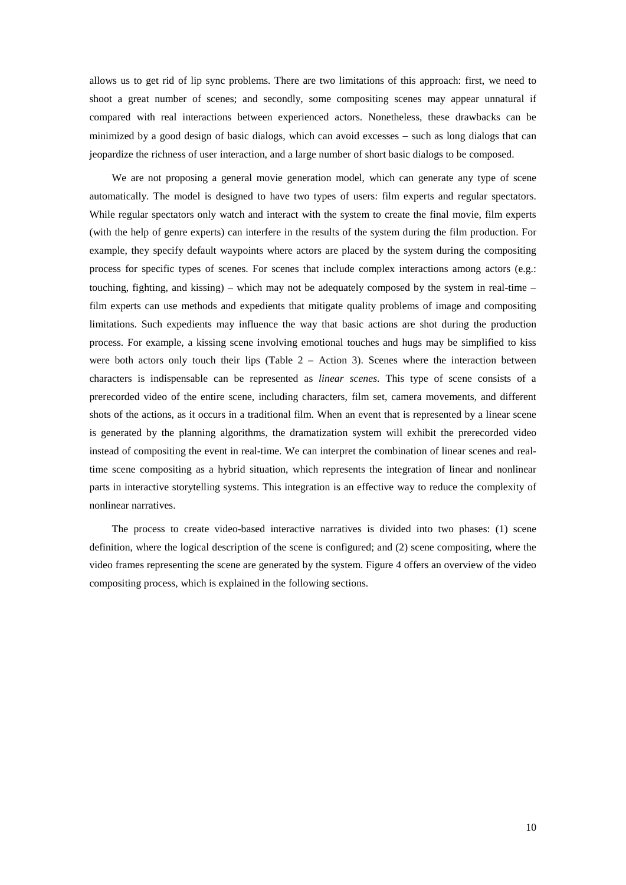allows us to get rid of lip sync problems. There are two limitations of this approach: first, we need to shoot a great number of scenes; and secondly, some compositing scenes may appear unnatural if compared with real interactions between experienced actors. Nonetheless, these drawbacks can be minimized by a good design of basic dialogs, which can avoid excesses – such as long dialogs that can jeopardize the richness of user interaction, and a large number of short basic dialogs to be composed.

We are not proposing a general movie generation model, which can generate any type of scene automatically. The model is designed to have two types of users: film experts and regular spectators. While regular spectators only watch and interact with the system to create the final movie, film experts (with the help of genre experts) can interfere in the results of the system during the film production. For example, they specify default waypoints where actors are placed by the system during the compositing process for specific types of scenes. For scenes that include complex interactions among actors (e.g.: touching, fighting, and kissing) – which may not be adequately composed by the system in real-time – film experts can use methods and expedients that mitigate quality problems of image and compositing limitations. Such expedients may influence the way that basic actions are shot during the production process. For example, a kissing scene involving emotional touches and hugs may be simplified to kiss were both actors only touch their lips (Table 2 – Action 3). Scenes where the interaction between characters is indispensable can be represented as *linear scenes*. This type of scene consists of a prerecorded video of the entire scene, including characters, film set, camera movements, and different shots of the actions, as it occurs in a traditional film. When an event that is represented by a linear scene is generated by the planning algorithms, the dramatization system will exhibit the prerecorded video instead of compositing the event in real-time. We can interpret the combination of linear scenes and real-time scene compositing as a hybrid situation, which represents the integration of linear and nonlinear parts in interactive storytelling systems. This integration is an effective way to reduce the complexity of nonlinear narratives.

The process to create video-based interactive narratives is divided into two phases: (1) scene definition, where the logical description of the scene is configured; and (2) scene compositing, where the video frames representing the scene are generated by the system. Figure 4 offers an overview of the video compositing process, which is explained in the following sections.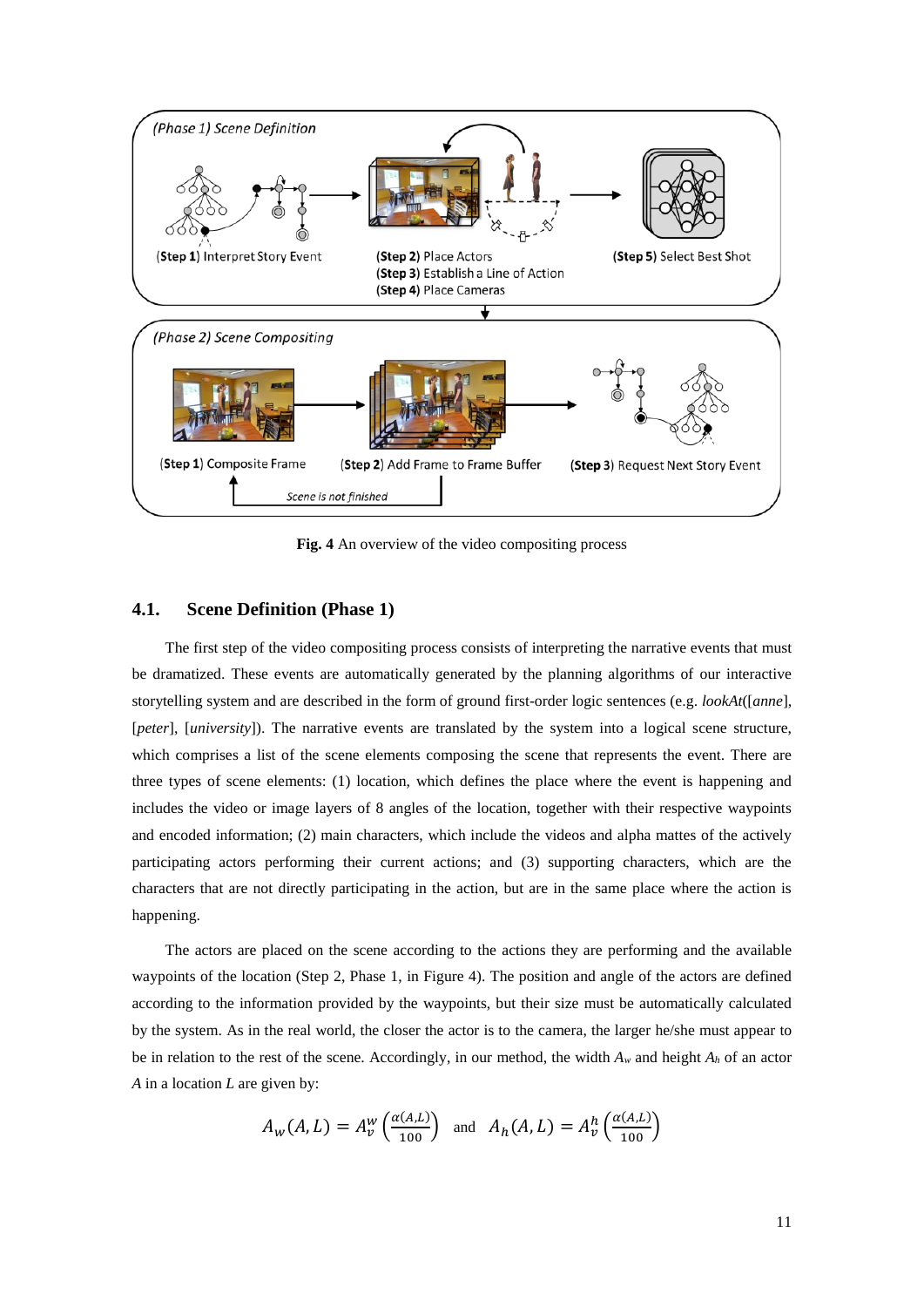Fig. 4 An overview of the video compositing process

### 4.1. Scene Definition (Phase 1)

The first step of the video compositing process consists of interpreting the narrative events that must be dramatized. These events are automatically generated by the planning algorithms of our interactive storytelling system and are described in the form of ground first-order logic sentences (e.g. *lookAt*([*anne*], [*peter*], [*university*]). The narrative events are translated by the system into a logical scene structure, which comprises a list of the scene elements composing the scene that represents the event. There are three types of scene elements: (1) location, which defines the place where the event is happening and includes the video or image layers of 8 angles of the location, together with their respective waypoints and encoded information; (2) main characters, which include the videos and alpha mattes of the actively participating actors performing their current actions; and (3) supporting characters, which are the characters that are not directly participating in the action, but are in the same place where the action is happening.

The actors are placed on the scene according to the actions they are performing and the available waypoints of the location (Step 2, Phase 1, in Figure 4). The position and angle of the actors are defined according to the information provided by the waypoints, but their size must be automatically calculated by the system. As in the real world, the closer the actor is to the camera, the larger he/she must appear to be in relation to the rest of the scene. Accordingly, in our method, the width $A_w$ and height $A_h$ of an actor $A$ in a location $L$ are given by:

$$A_w(A, L) = A_v^w \left(\frac{\alpha(A,L)}{100}\right) \quad \text{and} \quad A_h(A, L) = A_v^h \left(\frac{\alpha(A,L)}{100}\right)$$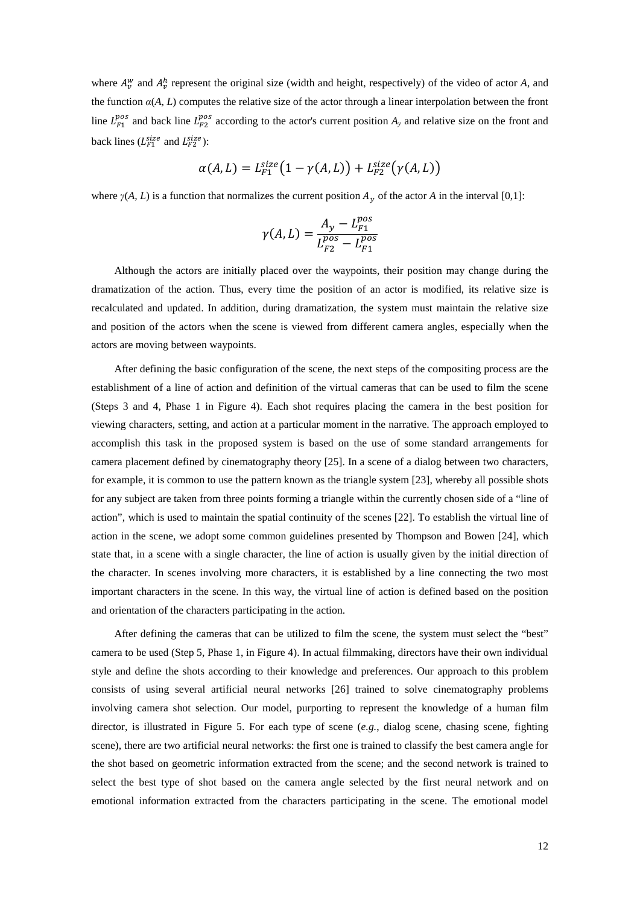where $A_v^w$ and $A_v^h$ represent the original size (width and height, respectively) of the video of actor *A*, and the function $\alpha(A, L)$ computes the relative size of the actor through a linear interpolation between the front line $L_{F1}^{pos}$ and back line $L_{F2}^{pos}$ according to the actor's current position $A_y$ and relative size on the front and back lines ($L_{F1}^{size}$ and $L_{F2}^{size}$):

$$\alpha(A, L) = L_{F1}^{size}\big(1 - \gamma(A, L)\big) + L_{F2}^{size}\big(\gamma(A, L)\big)$$

where $\gamma(A, L)$ is a function that normalizes the current position $A_y$ of the actor *A* in the interval [0,1]:

$$\gamma(A, L) = \frac{A_y - L_{F1}^{pos}}{L_{F2}^{pos} - L_{F1}^{pos}}$$

Although the actors are initially placed over the waypoints, their position may change during the dramatization of the action. Thus, every time the position of an actor is modified, its relative size is recalculated and updated. In addition, during dramatization, the system must maintain the relative size and position of the actors when the scene is viewed from different camera angles, especially when the actors are moving between waypoints.

After defining the basic configuration of the scene, the next steps of the compositing process are the establishment of a line of action and definition of the virtual cameras that can be used to film the scene (Steps 3 and 4, Phase 1 in Figure 4). Each shot requires placing the camera in the best position for viewing characters, setting, and action at a particular moment in the narrative. The approach employed to accomplish this task in the proposed system is based on the use of some standard arrangements for camera placement defined by cinematography theory [25]. In a scene of a dialog between two characters, for example, it is common to use the pattern known as the triangle system [23], whereby all possible shots for any subject are taken from three points forming a triangle within the currently chosen side of a "line of action", which is used to maintain the spatial continuity of the scenes [22]. To establish the virtual line of action in the scene, we adopt some common guidelines presented by Thompson and Bowen [24], which state that, in a scene with a single character, the line of action is usually given by the initial direction of the character. In scenes involving more characters, it is established by a line connecting the two most important characters in the scene. In this way, the virtual line of action is defined based on the position and orientation of the characters participating in the action.

After defining the cameras that can be utilized to film the scene, the system must select the "best" camera to be used (Step 5, Phase 1, in Figure 4). In actual filmmaking, directors have their own individual style and define the shots according to their knowledge and preferences. Our approach to this problem consists of using several artificial neural networks [26] trained to solve cinematography problems involving camera shot selection. Our model, purporting to represent the knowledge of a human film director, is illustrated in Figure 5. For each type of scene (*e.g.*, dialog scene, chasing scene, fighting scene), there are two artificial neural networks: the first one is trained to classify the best camera angle for the shot based on geometric information extracted from the scene; and the second network is trained to select the best type of shot based on the camera angle selected by the first neural network and on emotional information extracted from the characters participating in the scene. The emotional model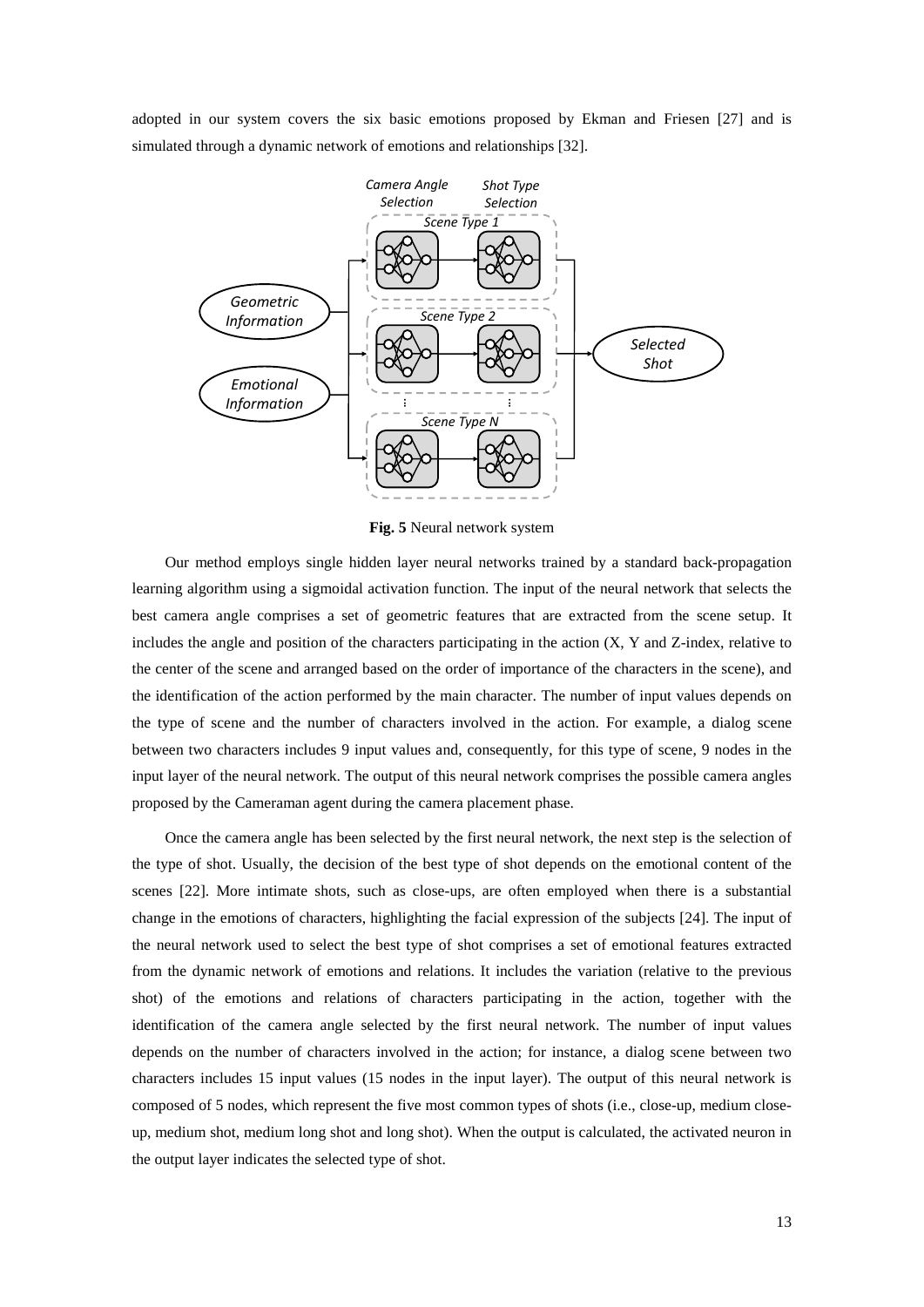adopted in our system covers the six basic emotions proposed by Ekman and Friesen [27] and is simulated through a dynamic network of emotions and relationships [32].

**Fig. 5** Neural network system

Our method employs single hidden layer neural networks trained by a standard back-propagation learning algorithm using a sigmoidal activation function. The input of the neural network that selects the best camera angle comprises a set of geometric features that are extracted from the scene setup. It includes the angle and position of the characters participating in the action (X, Y and Z-index, relative to the center of the scene and arranged based on the order of importance of the characters in the scene), and the identification of the action performed by the main character. The number of input values depends on the type of scene and the number of characters involved in the action. For example, a dialog scene between two characters includes 9 input values and, consequently, for this type of scene, 9 nodes in the input layer of the neural network. The output of this neural network comprises the possible camera angles proposed by the Cameraman agent during the camera placement phase.

Once the camera angle has been selected by the first neural network, the next step is the selection of the type of shot. Usually, the decision of the best type of shot depends on the emotional content of the scenes [22]. More intimate shots, such as close-ups, are often employed when there is a substantial change in the emotions of characters, highlighting the facial expression of the subjects [24]. The input of the neural network used to select the best type of shot comprises a set of emotional features extracted from the dynamic network of emotions and relations. It includes the variation (relative to the previous shot) of the emotions and relations of characters participating in the action, together with the identification of the camera angle selected by the first neural network. The number of input values depends on the number of characters involved in the action; for instance, a dialog scene between two characters includes 15 input values (15 nodes in the input layer). The output of this neural network is composed of 5 nodes, which represent the five most common types of shots (i.e., close-up, medium close-up, medium shot, medium long shot and long shot). When the output is calculated, the activated neuron in the output layer indicates the selected type of shot.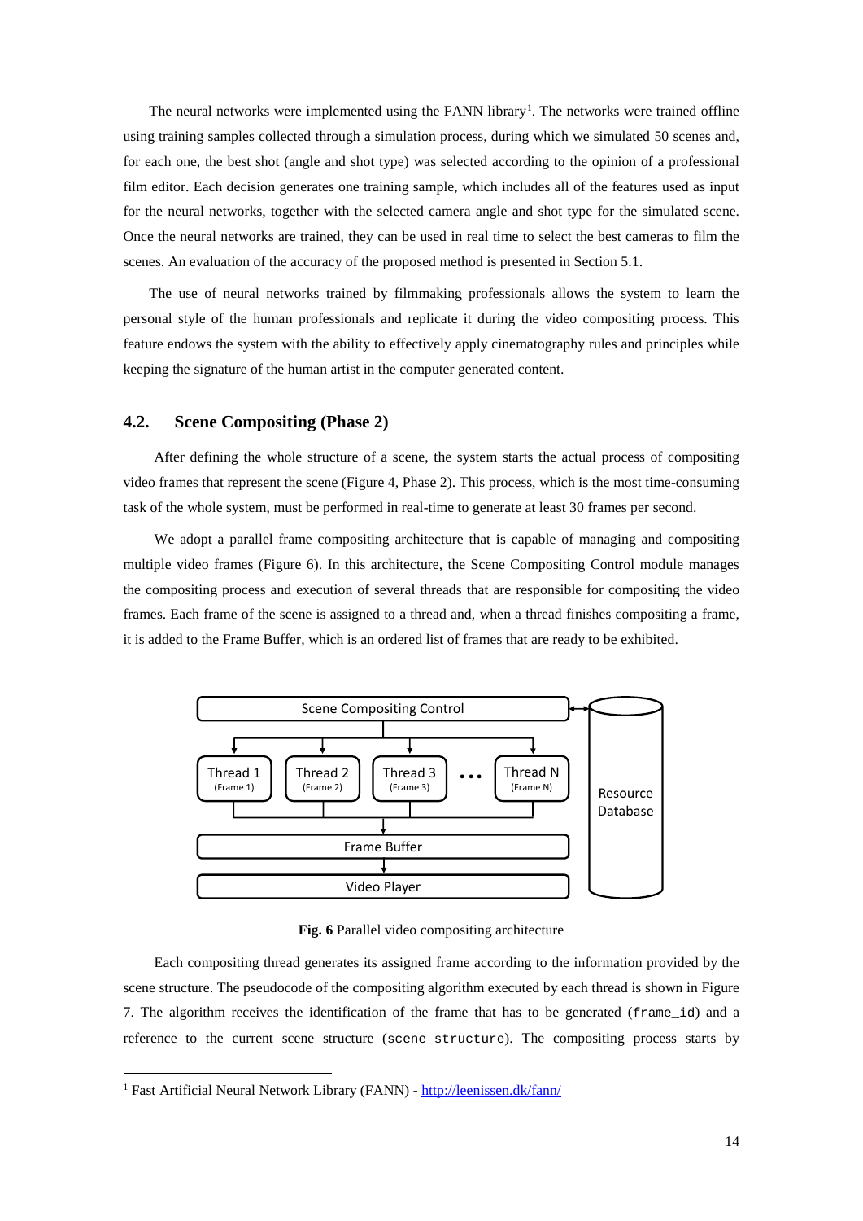The neural networks were implemented using the FANN library[1]. The networks were trained offline using training samples collected through a simulation process, during which we simulated 50 scenes and, for each one, the best shot (angle and shot type) was selected according to the opinion of a professional film editor. Each decision generates one training sample, which includes all of the features used as input for the neural networks, together with the selected camera angle and shot type for the simulated scene. Once the neural networks are trained, they can be used in real time to select the best cameras to film the scenes. An evaluation of the accuracy of the proposed method is presented in Section 5.1.

The use of neural networks trained by filmmaking professionals allows the system to learn the personal style of the human professionals and replicate it during the video compositing process. This feature endows the system with the ability to effectively apply cinematography rules and principles while keeping the signature of the human artist in the computer generated content.

## 4.2. Scene Compositing (Phase 2)

After defining the whole structure of a scene, the system starts the actual process of compositing video frames that represent the scene (Figure 4, Phase 2). This process, which is the most time-consuming task of the whole system, must be performed in real-time to generate at least 30 frames per second.

We adopt a parallel frame compositing architecture that is capable of managing and compositing multiple video frames (Figure 6). In this architecture, the Scene Compositing Control module manages the compositing process and execution of several threads that are responsible for compositing the video frames. Each frame of the scene is assigned to a thread and, when a thread finishes compositing a frame, it is added to the Frame Buffer, which is an ordered list of frames that are ready to be exhibited.

**Fig. 6** Parallel video compositing architecture

Each compositing thread generates its assigned frame according to the information provided by the scene structure. The pseudocode of the compositing algorithm executed by each thread is shown in Figure 7. The algorithm receives the identification of the frame that has to be generated (`frame_id`) and a reference to the current scene structure (`scene_structure`). The compositing process starts by

[1] Fast Artificial Neural Network Library (FANN) - http://leenissen.dk/fann/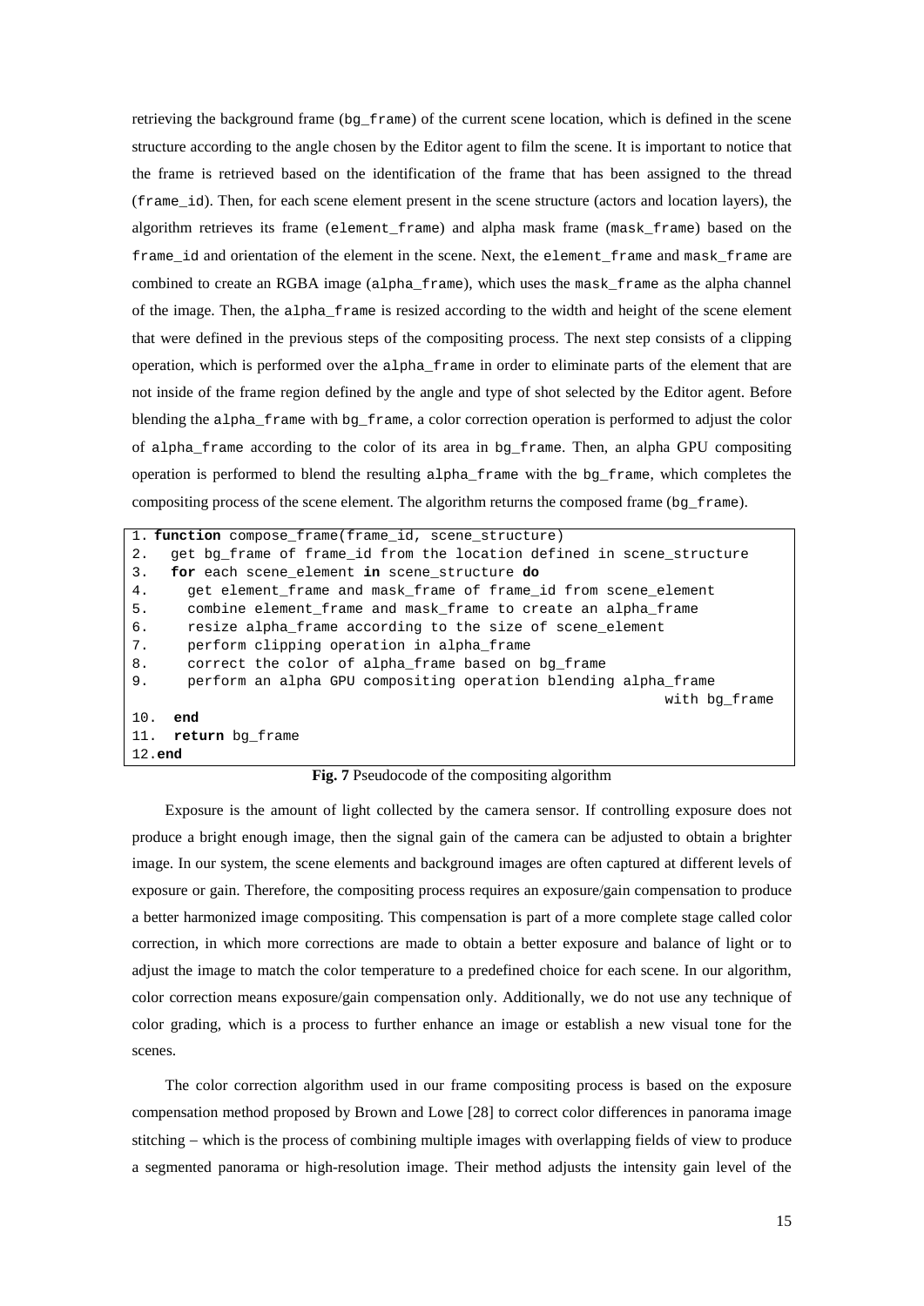retrieving the background frame (bg_frame) of the current scene location, which is defined in the scene structure according to the angle chosen by the Editor agent to film the scene. It is important to notice that the frame is retrieved based on the identification of the frame that has been assigned to the thread (frame_id). Then, for each scene element present in the scene structure (actors and location layers), the algorithm retrieves its frame (element_frame) and alpha mask frame (mask_frame) based on the frame_id and orientation of the element in the scene. Next, the element_frame and mask_frame are combined to create an RGBA image (alpha_frame), which uses the mask_frame as the alpha channel of the image. Then, the alpha_frame is resized according to the width and height of the scene element that were defined in the previous steps of the compositing process. The next step consists of a clipping operation, which is performed over the alpha_frame in order to eliminate parts of the element that are not inside of the frame region defined by the angle and type of shot selected by the Editor agent. Before blending the alpha_frame with bg_frame, a color correction operation is performed to adjust the color of alpha_frame according to the color of its area in bg_frame. Then, an alpha GPU compositing operation is performed to blend the resulting alpha_frame with the bg_frame, which completes the compositing process of the scene element. The algorithm returns the composed frame (bg_frame).

```
1. function compose_frame(frame_id, scene_structure)
2.   get bg_frame of frame_id from the location defined in scene_structure
3.   for each scene_element in scene_structure do
4.     get element_frame and mask_frame of frame_id from scene_element
5.     combine element_frame and mask_frame to create an alpha_frame
6.     resize alpha_frame according to the size of scene_element
7.     perform clipping operation in alpha_frame
8.     correct the color of alpha_frame based on bg_frame
9.     perform an alpha GPU compositing operation blending alpha_frame
                                                            with bg_frame
10.  end
11.  return bg_frame
12.end
```

**Fig. 7** Pseudocode of the compositing algorithm

Exposure is the amount of light collected by the camera sensor. If controlling exposure does not produce a bright enough image, then the signal gain of the camera can be adjusted to obtain a brighter image. In our system, the scene elements and background images are often captured at different levels of exposure or gain. Therefore, the compositing process requires an exposure/gain compensation to produce a better harmonized image compositing. This compensation is part of a more complete stage called color correction, in which more corrections are made to obtain a better exposure and balance of light or to adjust the image to match the color temperature to a predefined choice for each scene. In our algorithm, color correction means exposure/gain compensation only. Additionally, we do not use any technique of color grading, which is a process to further enhance an image or establish a new visual tone for the scenes.

The color correction algorithm used in our frame compositing process is based on the exposure compensation method proposed by Brown and Lowe [28] to correct color differences in panorama image stitching – which is the process of combining multiple images with overlapping fields of view to produce a segmented panorama or high-resolution image. Their method adjusts the intensity gain level of the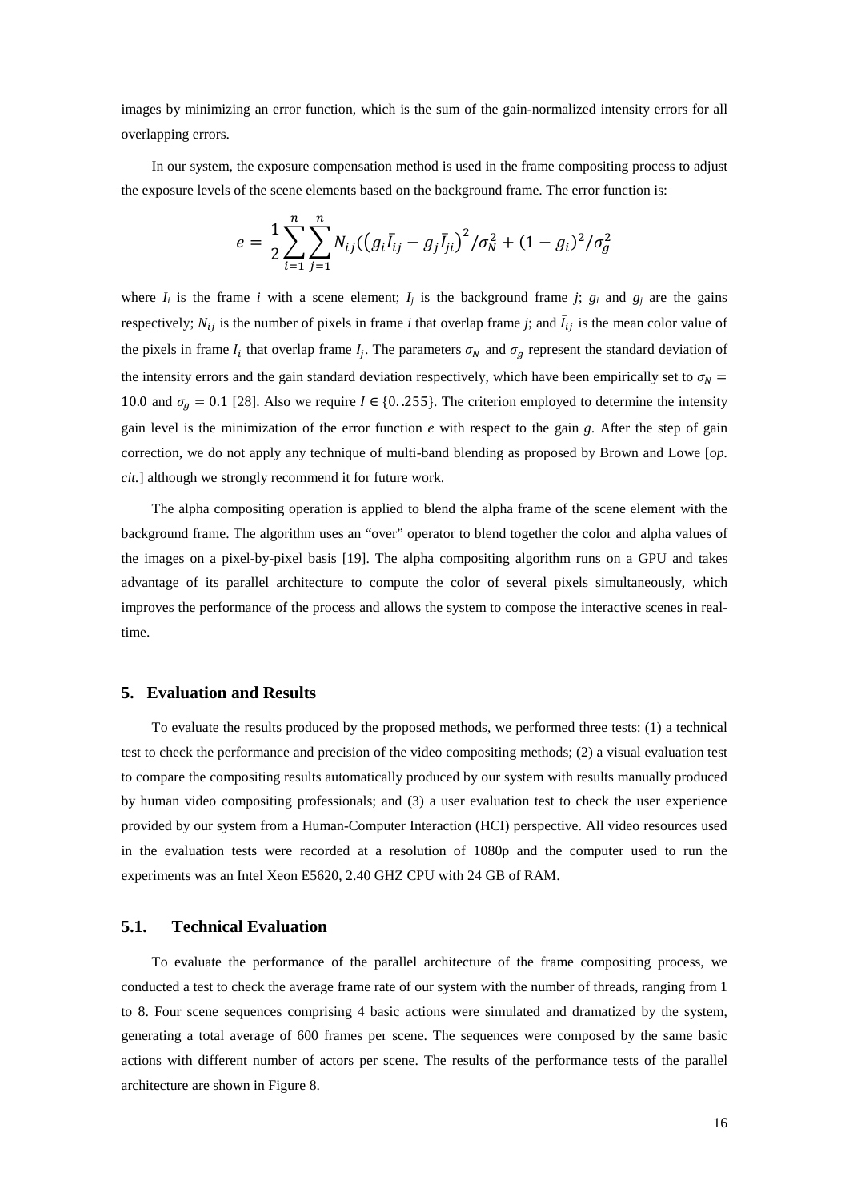images by minimizing an error function, which is the sum of the gain-normalized intensity errors for all overlapping errors.

In our system, the exposure compensation method is used in the frame compositing process to adjust the exposure levels of the scene elements based on the background frame. The error function is:

$$e = \frac{1}{2}\sum_{i=1}^{n}\sum_{j=1}^{n} N_{ij}((g_i\bar{I}_{ij} - g_j\bar{I}_{ji})^2/\sigma_N^2 + (1-g_i)^2/\sigma_g^2$$

where $I_i$ is the frame $i$ with a scene element; $I_j$ is the background frame $j$; $g_i$ and $g_j$ are the gains respectively; $N_{ij}$ is the number of pixels in frame $i$ that overlap frame $j$; and $\bar{I}_{ij}$ is the mean color value of the pixels in frame $I_i$ that overlap frame $I_j$. The parameters $\sigma_N$ and $\sigma_g$ represent the standard deviation of the intensity errors and the gain standard deviation respectively, which have been empirically set to $\sigma_N = 10.0$ and $\sigma_g = 0.1$ [28]. Also we require $I \in \{0..255\}$. The criterion employed to determine the intensity gain level is the minimization of the error function $e$ with respect to the gain $g$. After the step of gain correction, we do not apply any technique of multi-band blending as proposed by Brown and Lowe [*op. cit.*] although we strongly recommend it for future work.

The alpha compositing operation is applied to blend the alpha frame of the scene element with the background frame. The algorithm uses an "over" operator to blend together the color and alpha values of the images on a pixel-by-pixel basis [19]. The alpha compositing algorithm runs on a GPU and takes advantage of its parallel architecture to compute the color of several pixels simultaneously, which improves the performance of the process and allows the system to compose the interactive scenes in real-time.

## 5. Evaluation and Results

To evaluate the results produced by the proposed methods, we performed three tests: (1) a technical test to check the performance and precision of the video compositing methods; (2) a visual evaluation test to compare the compositing results automatically produced by our system with results manually produced by human video compositing professionals; and (3) a user evaluation test to check the user experience provided by our system from a Human-Computer Interaction (HCI) perspective. All video resources used in the evaluation tests were recorded at a resolution of 1080p and the computer used to run the experiments was an Intel Xeon E5620, 2.40 GHZ CPU with 24 GB of RAM.

### 5.1. Technical Evaluation

To evaluate the performance of the parallel architecture of the frame compositing process, we conducted a test to check the average frame rate of our system with the number of threads, ranging from 1 to 8. Four scene sequences comprising 4 basic actions were simulated and dramatized by the system, generating a total average of 600 frames per scene. The sequences were composed by the same basic actions with different number of actors per scene. The results of the performance tests of the parallel architecture are shown in Figure 8.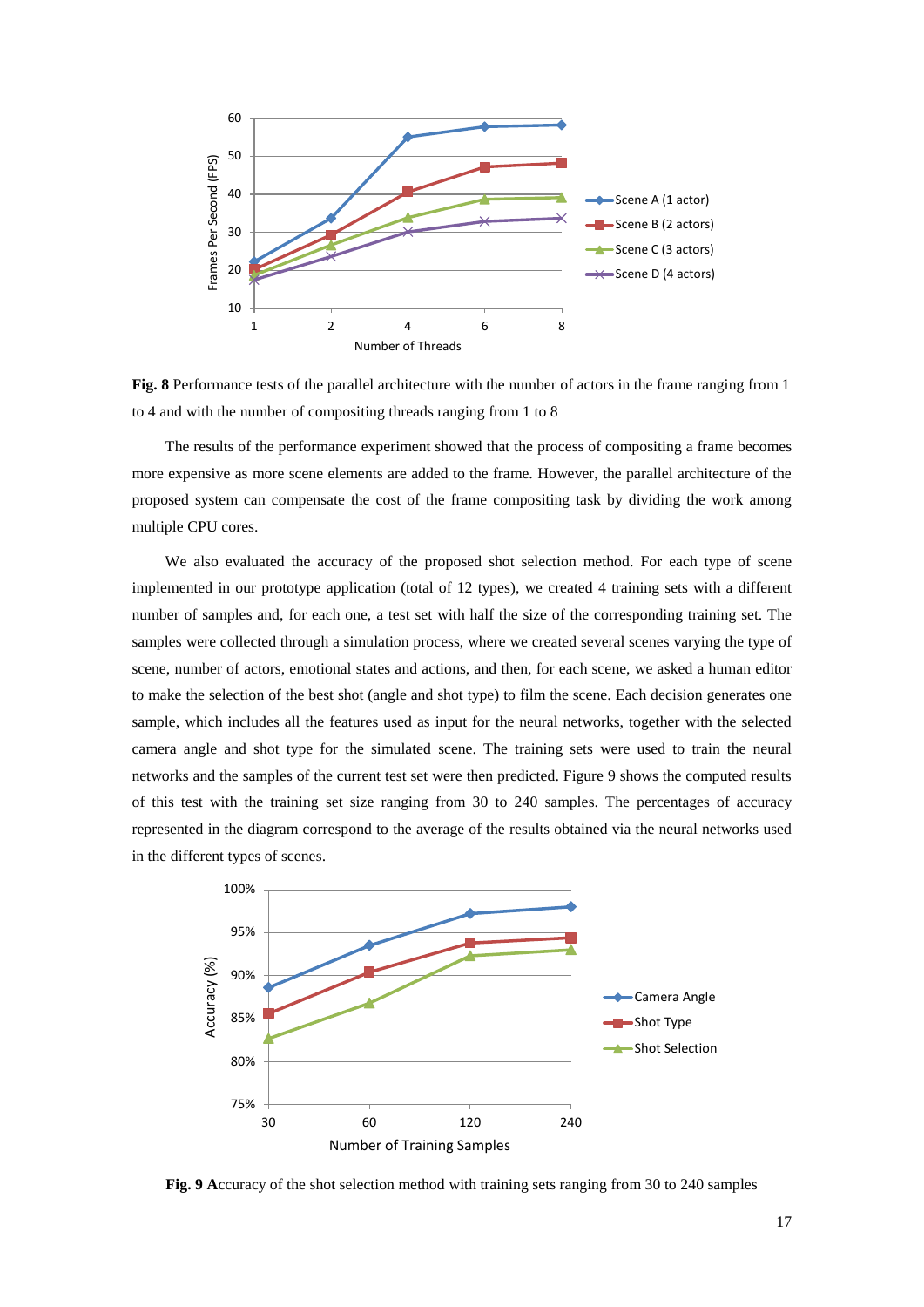**Fig. 8** Performance tests of the parallel architecture with the number of actors in the frame ranging from 1 to 4 and with the number of compositing threads ranging from 1 to 8

The results of the performance experiment showed that the process of compositing a frame becomes more expensive as more scene elements are added to the frame. However, the parallel architecture of the proposed system can compensate the cost of the frame compositing task by dividing the work among multiple CPU cores.

We also evaluated the accuracy of the proposed shot selection method. For each type of scene implemented in our prototype application (total of 12 types), we created 4 training sets with a different number of samples and, for each one, a test set with half the size of the corresponding training set. The samples were collected through a simulation process, where we created several scenes varying the type of scene, number of actors, emotional states and actions, and then, for each scene, we asked a human editor to make the selection of the best shot (angle and shot type) to film the scene. Each decision generates one sample, which includes all the features used as input for the neural networks, together with the selected camera angle and shot type for the simulated scene. The training sets were used to train the neural networks and the samples of the current test set were then predicted. Figure 9 shows the computed results of this test with the training set size ranging from 30 to 240 samples. The percentages of accuracy represented in the diagram correspond to the average of the results obtained via the neural networks used in the different types of scenes.

**Fig. 9** **A**ccuracy of the shot selection method with training sets ranging from 30 to 240 samples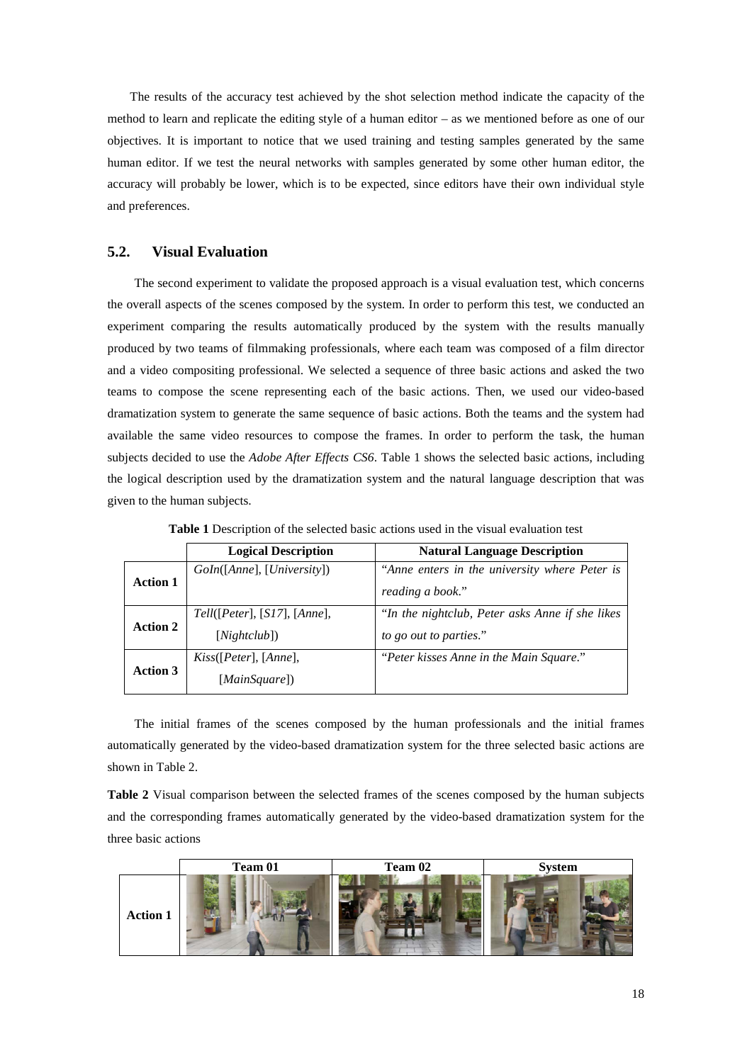The results of the accuracy test achieved by the shot selection method indicate the capacity of the method to learn and replicate the editing style of a human editor – as we mentioned before as one of our objectives. It is important to notice that we used training and testing samples generated by the same human editor. If we test the neural networks with samples generated by some other human editor, the accuracy will probably be lower, which is to be expected, since editors have their own individual style and preferences.

## 5.2. Visual Evaluation

The second experiment to validate the proposed approach is a visual evaluation test, which concerns the overall aspects of the scenes composed by the system. In order to perform this test, we conducted an experiment comparing the results automatically produced by the system with the results manually produced by two teams of filmmaking professionals, where each team was composed of a film director and a video compositing professional. We selected a sequence of three basic actions and asked the two teams to compose the scene representing each of the basic actions. Then, we used our video-based dramatization system to generate the same sequence of basic actions. Both the teams and the system had available the same video resources to compose the frames. In order to perform the task, the human subjects decided to use the *Adobe After Effects CS6*. Table 1 shows the selected basic actions, including the logical description used by the dramatization system and the natural language description that was given to the human subjects.

**Table 1** Description of the selected basic actions used in the visual evaluation test

| | **Logical Description** | **Natural Language Description** |
|---|---|---|
| **Action 1** | *GoIn*([*Anne*], [*University*]) | "*Anne enters in the university where Peter is reading a book.*" |
| **Action 2** | *Tell*([*Peter*], [*S17*], [*Anne*], [*Nightclub*]) | "*In the nightclub, Peter asks Anne if she likes to go out to parties.*" |
| **Action 3** | *Kiss*([*Peter*], [*Anne*], [*MainSquare*]) | "*Peter kisses Anne in the Main Square.*" |

The initial frames of the scenes composed by the human professionals and the initial frames automatically generated by the video-based dramatization system for the three selected basic actions are shown in Table 2.

**Table 2** Visual comparison between the selected frames of the scenes composed by the human subjects and the corresponding frames automatically generated by the video-based dramatization system for the three basic actions

| | **Team 01** | **Team 02** | **System** |
|---|---|---|---|
| **Action 1** | | | |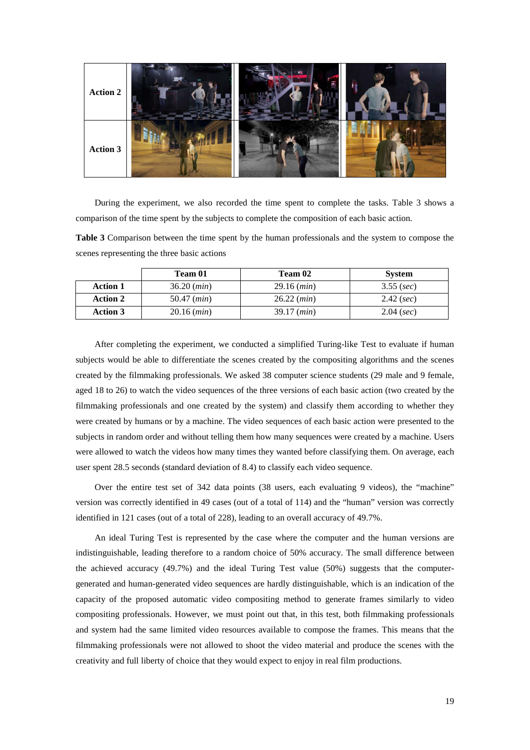| | | | |
|---|---|---|---|
| **Action 2** | | | |
| **Action 3** | | | |

During the experiment, we also recorded the time spent to complete the tasks. Table 3 shows a comparison of the time spent by the subjects to complete the composition of each basic action.

**Table 3** Comparison between the time spent by the human professionals and the system to compose the scenes representing the three basic actions

| | **Team 01** | **Team 02** | **System** |
|---|---|---|---|
| **Action 1** | 36.20 (*min*) | 29.16 (*min*) | 3.55 (*sec*) |
| **Action 2** | 50.47 (*min*) | 26.22 (*min*) | 2.42 (*sec*) |
| **Action 3** | 20.16 (*min*) | 39.17 (*min*) | 2.04 (*sec*) |

After completing the experiment, we conducted a simplified Turing-like Test to evaluate if human subjects would be able to differentiate the scenes created by the compositing algorithms and the scenes created by the filmmaking professionals. We asked 38 computer science students (29 male and 9 female, aged 18 to 26) to watch the video sequences of the three versions of each basic action (two created by the filmmaking professionals and one created by the system) and classify them according to whether they were created by humans or by a machine. The video sequences of each basic action were presented to the subjects in random order and without telling them how many sequences were created by a machine. Users were allowed to watch the videos how many times they wanted before classifying them. On average, each user spent 28.5 seconds (standard deviation of 8.4) to classify each video sequence.

Over the entire test set of 342 data points (38 users, each evaluating 9 videos), the "machine" version was correctly identified in 49 cases (out of a total of 114) and the "human" version was correctly identified in 121 cases (out of a total of 228), leading to an overall accuracy of 49.7%.

An ideal Turing Test is represented by the case where the computer and the human versions are indistinguishable, leading therefore to a random choice of 50% accuracy. The small difference between the achieved accuracy (49.7%) and the ideal Turing Test value (50%) suggests that the computer-generated and human-generated video sequences are hardly distinguishable, which is an indication of the capacity of the proposed automatic video compositing method to generate frames similarly to video compositing professionals. However, we must point out that, in this test, both filmmaking professionals and system had the same limited video resources available to compose the frames. This means that the filmmaking professionals were not allowed to shoot the video material and produce the scenes with the creativity and full liberty of choice that they would expect to enjoy in real film productions.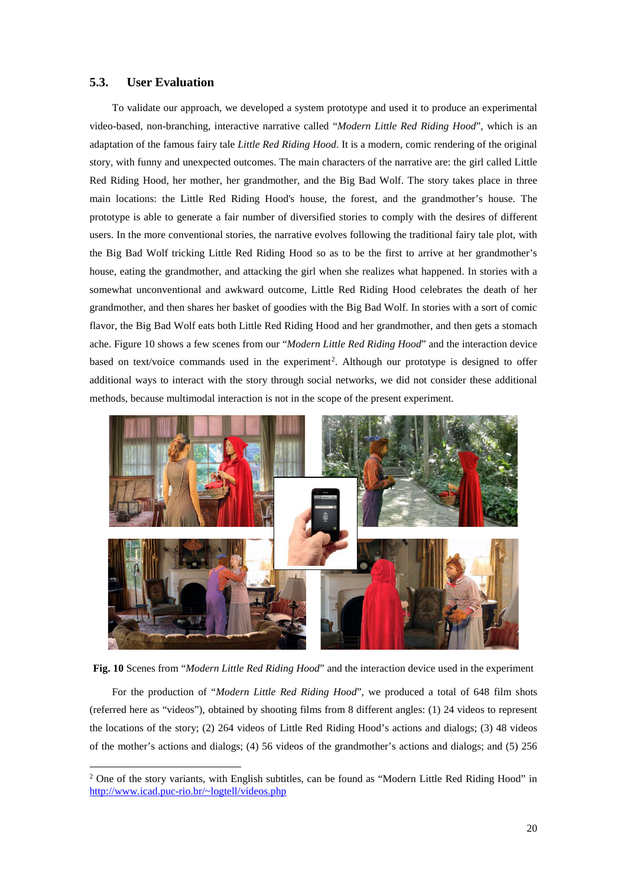## 5.3. User Evaluation

To validate our approach, we developed a system prototype and used it to produce an experimental video-based, non-branching, interactive narrative called "*Modern Little Red Riding Hood*", which is an adaptation of the famous fairy tale *Little Red Riding Hood*. It is a modern, comic rendering of the original story, with funny and unexpected outcomes. The main characters of the narrative are: the girl called Little Red Riding Hood, her mother, her grandmother, and the Big Bad Wolf. The story takes place in three main locations: the Little Red Riding Hood's house, the forest, and the grandmother's house. The prototype is able to generate a fair number of diversified stories to comply with the desires of different users. In the more conventional stories, the narrative evolves following the traditional fairy tale plot, with the Big Bad Wolf tricking Little Red Riding Hood so as to be the first to arrive at her grandmother's house, eating the grandmother, and attacking the girl when she realizes what happened. In stories with a somewhat unconventional and awkward outcome, Little Red Riding Hood celebrates the death of her grandmother, and then shares her basket of goodies with the Big Bad Wolf. In stories with a sort of comic flavor, the Big Bad Wolf eats both Little Red Riding Hood and her grandmother, and then gets a stomach ache. Figure 10 shows a few scenes from our "*Modern Little Red Riding Hood*" and the interaction device based on text/voice commands used in the experiment[2]. Although our prototype is designed to offer additional ways to interact with the story through social networks, we did not consider these additional methods, because multimodal interaction is not in the scope of the present experiment.

**Fig. 10** Scenes from "*Modern Little Red Riding Hood*" and the interaction device used in the experiment

For the production of "*Modern Little Red Riding Hood*", we produced a total of 648 film shots (referred here as "videos"), obtained by shooting films from 8 different angles: (1) 24 videos to represent the locations of the story; (2) 264 videos of Little Red Riding Hood's actions and dialogs; (3) 48 videos of the mother's actions and dialogs; (4) 56 videos of the grandmother's actions and dialogs; and (5) 256

---

[2] One of the story variants, with English subtitles, can be found as "Modern Little Red Riding Hood" in http://www.icad.puc-rio.br/~logtell/videos.php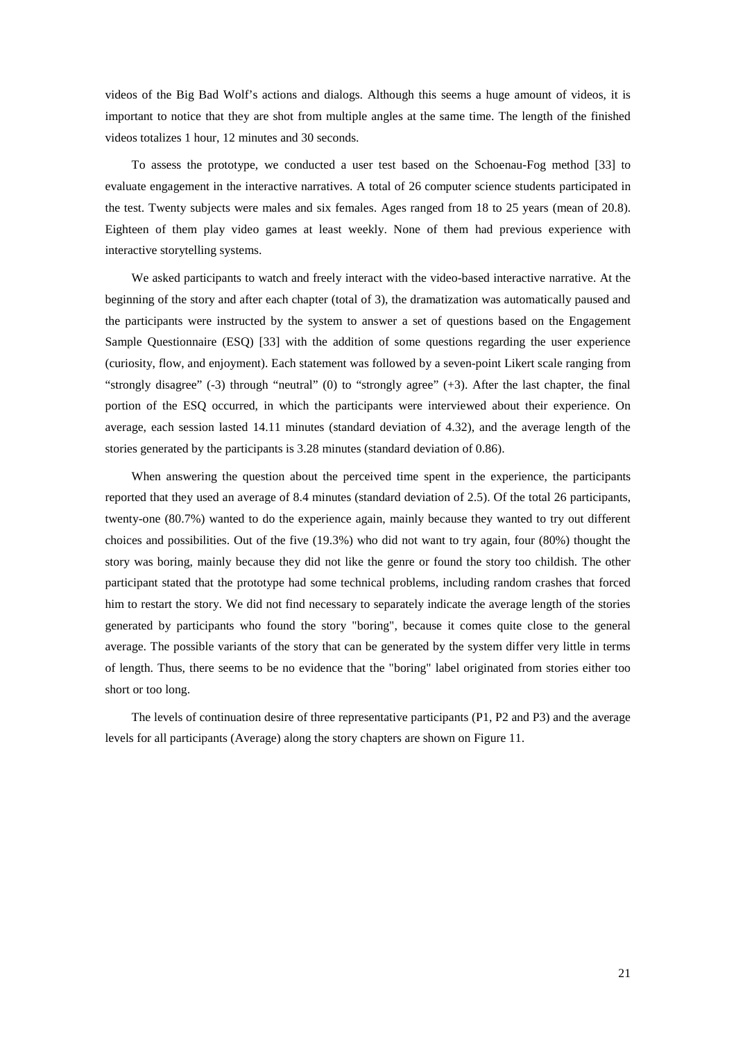videos of the Big Bad Wolf's actions and dialogs. Although this seems a huge amount of videos, it is important to notice that they are shot from multiple angles at the same time. The length of the finished videos totalizes 1 hour, 12 minutes and 30 seconds.

To assess the prototype, we conducted a user test based on the Schoenau-Fog method [33] to evaluate engagement in the interactive narratives. A total of 26 computer science students participated in the test. Twenty subjects were males and six females. Ages ranged from 18 to 25 years (mean of 20.8). Eighteen of them play video games at least weekly. None of them had previous experience with interactive storytelling systems.

We asked participants to watch and freely interact with the video-based interactive narrative. At the beginning of the story and after each chapter (total of 3), the dramatization was automatically paused and the participants were instructed by the system to answer a set of questions based on the Engagement Sample Questionnaire (ESQ) [33] with the addition of some questions regarding the user experience (curiosity, flow, and enjoyment). Each statement was followed by a seven-point Likert scale ranging from "strongly disagree" (-3) through "neutral" (0) to "strongly agree" (+3). After the last chapter, the final portion of the ESQ occurred, in which the participants were interviewed about their experience. On average, each session lasted 14.11 minutes (standard deviation of 4.32), and the average length of the stories generated by the participants is 3.28 minutes (standard deviation of 0.86).

When answering the question about the perceived time spent in the experience, the participants reported that they used an average of 8.4 minutes (standard deviation of 2.5). Of the total 26 participants, twenty-one (80.7%) wanted to do the experience again, mainly because they wanted to try out different choices and possibilities. Out of the five (19.3%) who did not want to try again, four (80%) thought the story was boring, mainly because they did not like the genre or found the story too childish. The other participant stated that the prototype had some technical problems, including random crashes that forced him to restart the story. We did not find necessary to separately indicate the average length of the stories generated by participants who found the story "boring", because it comes quite close to the general average. The possible variants of the story that can be generated by the system differ very little in terms of length. Thus, there seems to be no evidence that the "boring" label originated from stories either too short or too long.

The levels of continuation desire of three representative participants (P1, P2 and P3) and the average levels for all participants (Average) along the story chapters are shown on Figure 11.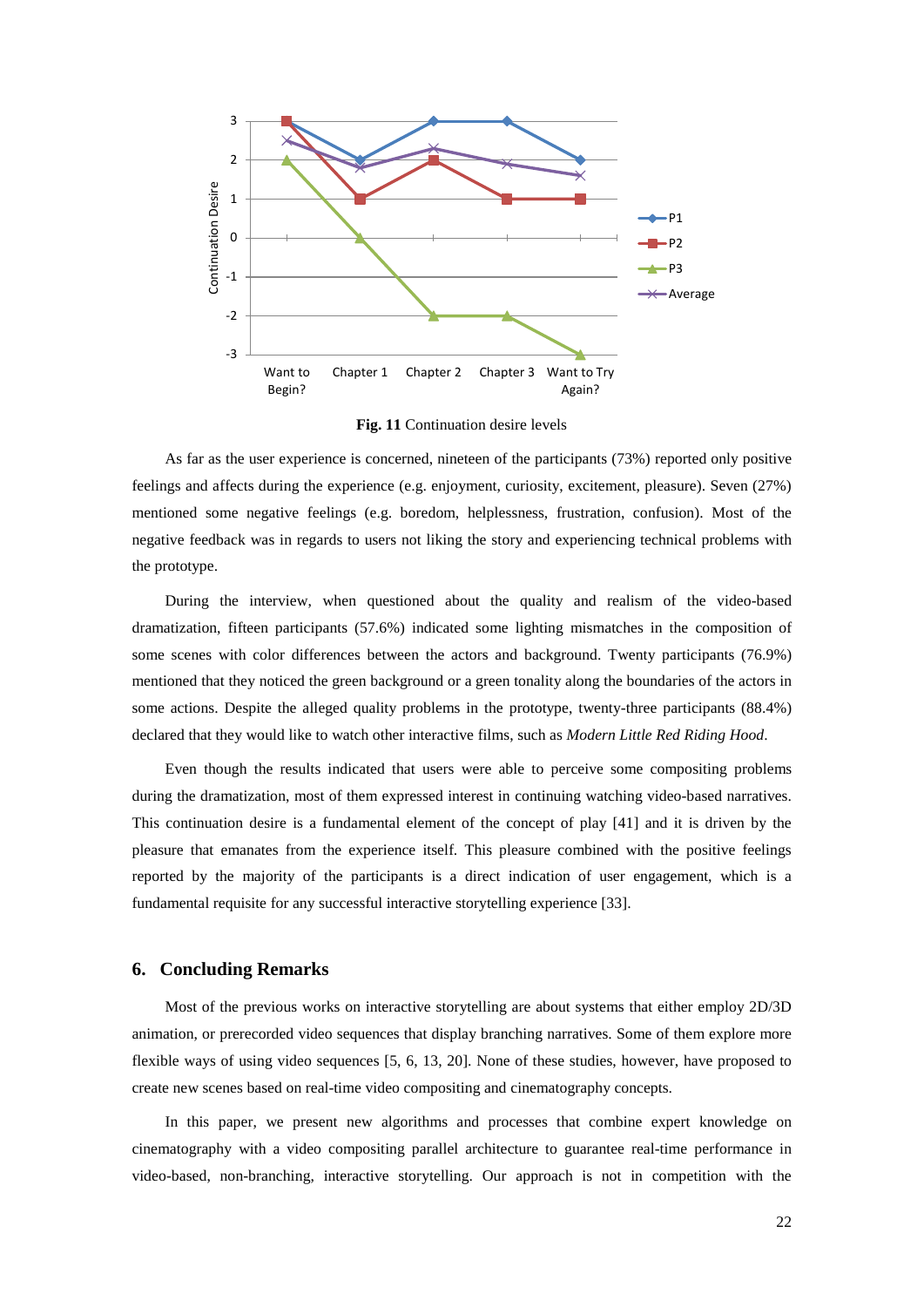**Fig. 11** Continuation desire levels

As far as the user experience is concerned, nineteen of the participants (73%) reported only positive feelings and affects during the experience (e.g. enjoyment, curiosity, excitement, pleasure). Seven (27%) mentioned some negative feelings (e.g. boredom, helplessness, frustration, confusion). Most of the negative feedback was in regards to users not liking the story and experiencing technical problems with the prototype.

During the interview, when questioned about the quality and realism of the video-based dramatization, fifteen participants (57.6%) indicated some lighting mismatches in the composition of some scenes with color differences between the actors and background. Twenty participants (76.9%) mentioned that they noticed the green background or a green tonality along the boundaries of the actors in some actions. Despite the alleged quality problems in the prototype, twenty-three participants (88.4%) declared that they would like to watch other interactive films, such as *Modern Little Red Riding Hood*.

Even though the results indicated that users were able to perceive some compositing problems during the dramatization, most of them expressed interest in continuing watching video-based narratives. This continuation desire is a fundamental element of the concept of play [41] and it is driven by the pleasure that emanates from the experience itself. This pleasure combined with the positive feelings reported by the majority of the participants is a direct indication of user engagement, which is a fundamental requisite for any successful interactive storytelling experience [33].

## 6. Concluding Remarks

Most of the previous works on interactive storytelling are about systems that either employ 2D/3D animation, or prerecorded video sequences that display branching narratives. Some of them explore more flexible ways of using video sequences [5, 6, 13, 20]. None of these studies, however, have proposed to create new scenes based on real-time video compositing and cinematography concepts.

In this paper, we present new algorithms and processes that combine expert knowledge on cinematography with a video compositing parallel architecture to guarantee real-time performance in video-based, non-branching, interactive storytelling. Our approach is not in competition with the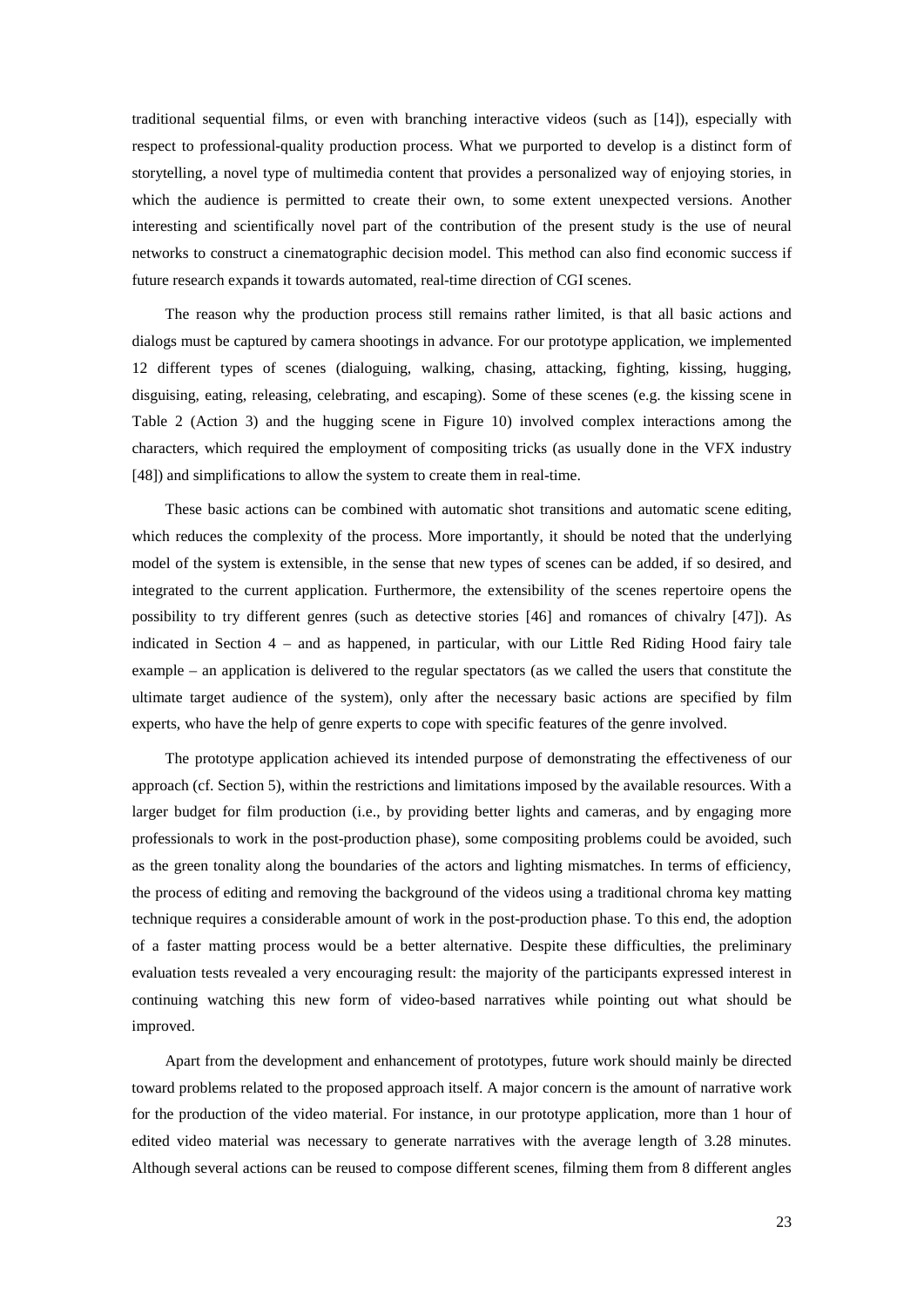traditional sequential films, or even with branching interactive videos (such as [14]), especially with respect to professional-quality production process. What we purported to develop is a distinct form of storytelling, a novel type of multimedia content that provides a personalized way of enjoying stories, in which the audience is permitted to create their own, to some extent unexpected versions. Another interesting and scientifically novel part of the contribution of the present study is the use of neural networks to construct a cinematographic decision model. This method can also find economic success if future research expands it towards automated, real-time direction of CGI scenes.

The reason why the production process still remains rather limited, is that all basic actions and dialogs must be captured by camera shootings in advance. For our prototype application, we implemented 12 different types of scenes (dialoguing, walking, chasing, attacking, fighting, kissing, hugging, disguising, eating, releasing, celebrating, and escaping). Some of these scenes (e.g. the kissing scene in Table 2 (Action 3) and the hugging scene in Figure 10) involved complex interactions among the characters, which required the employment of compositing tricks (as usually done in the VFX industry [48]) and simplifications to allow the system to create them in real-time.

These basic actions can be combined with automatic shot transitions and automatic scene editing, which reduces the complexity of the process. More importantly, it should be noted that the underlying model of the system is extensible, in the sense that new types of scenes can be added, if so desired, and integrated to the current application. Furthermore, the extensibility of the scenes repertoire opens the possibility to try different genres (such as detective stories [46] and romances of chivalry [47]). As indicated in Section 4 – and as happened, in particular, with our Little Red Riding Hood fairy tale example – an application is delivered to the regular spectators (as we called the users that constitute the ultimate target audience of the system), only after the necessary basic actions are specified by film experts, who have the help of genre experts to cope with specific features of the genre involved.

The prototype application achieved its intended purpose of demonstrating the effectiveness of our approach (cf. Section 5), within the restrictions and limitations imposed by the available resources. With a larger budget for film production (i.e., by providing better lights and cameras, and by engaging more professionals to work in the post-production phase), some compositing problems could be avoided, such as the green tonality along the boundaries of the actors and lighting mismatches. In terms of efficiency, the process of editing and removing the background of the videos using a traditional chroma key matting technique requires a considerable amount of work in the post-production phase. To this end, the adoption of a faster matting process would be a better alternative. Despite these difficulties, the preliminary evaluation tests revealed a very encouraging result: the majority of the participants expressed interest in continuing watching this new form of video-based narratives while pointing out what should be improved.

Apart from the development and enhancement of prototypes, future work should mainly be directed toward problems related to the proposed approach itself. A major concern is the amount of narrative work for the production of the video material. For instance, in our prototype application, more than 1 hour of edited video material was necessary to generate narratives with the average length of 3.28 minutes. Although several actions can be reused to compose different scenes, filming them from 8 different angles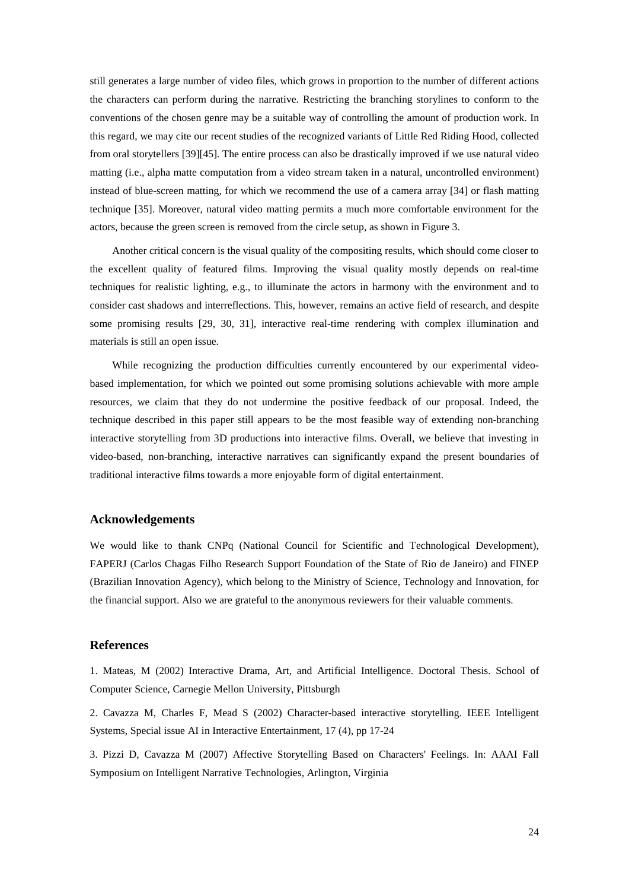still generates a large number of video files, which grows in proportion to the number of different actions the characters can perform during the narrative. Restricting the branching storylines to conform to the conventions of the chosen genre may be a suitable way of controlling the amount of production work. In this regard, we may cite our recent studies of the recognized variants of Little Red Riding Hood, collected from oral storytellers [39][45]. The entire process can also be drastically improved if we use natural video matting (i.e., alpha matte computation from a video stream taken in a natural, uncontrolled environment) instead of blue-screen matting, for which we recommend the use of a camera array [34] or flash matting technique [35]. Moreover, natural video matting permits a much more comfortable environment for the actors, because the green screen is removed from the circle setup, as shown in Figure 3.

Another critical concern is the visual quality of the compositing results, which should come closer to the excellent quality of featured films. Improving the visual quality mostly depends on real-time techniques for realistic lighting, e.g., to illuminate the actors in harmony with the environment and to consider cast shadows and interreflections. This, however, remains an active field of research, and despite some promising results [29, 30, 31], interactive real-time rendering with complex illumination and materials is still an open issue.

While recognizing the production difficulties currently encountered by our experimental video-based implementation, for which we pointed out some promising solutions achievable with more ample resources, we claim that they do not undermine the positive feedback of our proposal. Indeed, the technique described in this paper still appears to be the most feasible way of extending non-branching interactive storytelling from 3D productions into interactive films. Overall, we believe that investing in video-based, non-branching, interactive narratives can significantly expand the present boundaries of traditional interactive films towards a more enjoyable form of digital entertainment.

## Acknowledgements

We would like to thank CNPq (National Council for Scientific and Technological Development), FAPERJ (Carlos Chagas Filho Research Support Foundation of the State of Rio de Janeiro) and FINEP (Brazilian Innovation Agency), which belong to the Ministry of Science, Technology and Innovation, for the financial support. Also we are grateful to the anonymous reviewers for their valuable comments.

## References

1. Mateas, M (2002) Interactive Drama, Art, and Artificial Intelligence. Doctoral Thesis. School of Computer Science, Carnegie Mellon University, Pittsburgh

2. Cavazza M, Charles F, Mead S (2002) Character-based interactive storytelling. IEEE Intelligent Systems, Special issue AI in Interactive Entertainment, 17 (4), pp 17-24

3. Pizzi D, Cavazza M (2007) Affective Storytelling Based on Characters' Feelings. In: AAAI Fall Symposium on Intelligent Narrative Technologies, Arlington, Virginia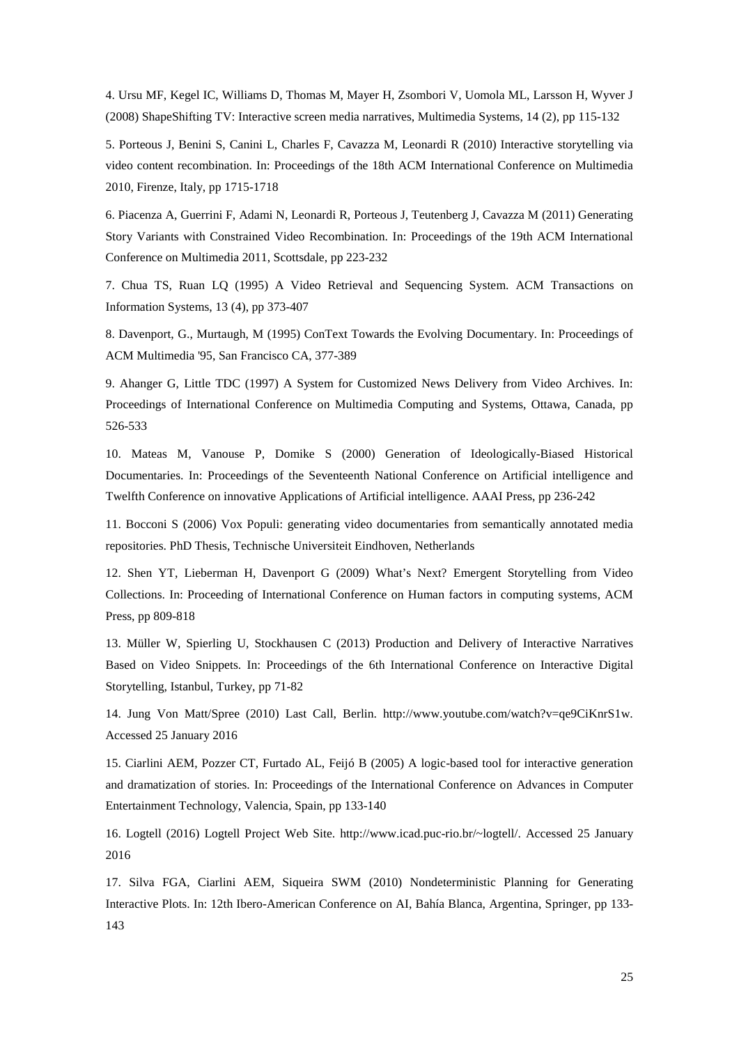4. Ursu MF, Kegel IC, Williams D, Thomas M, Mayer H, Zsombori V, Uomola ML, Larsson H, Wyver J (2008) ShapeShifting TV: Interactive screen media narratives, Multimedia Systems, 14 (2), pp 115-132

5. Porteous J, Benini S, Canini L, Charles F, Cavazza M, Leonardi R (2010) Interactive storytelling via video content recombination. In: Proceedings of the 18th ACM International Conference on Multimedia 2010, Firenze, Italy, pp 1715-1718

6. Piacenza A, Guerrini F, Adami N, Leonardi R, Porteous J, Teutenberg J, Cavazza M (2011) Generating Story Variants with Constrained Video Recombination. In: Proceedings of the 19th ACM International Conference on Multimedia 2011, Scottsdale, pp 223-232

7. Chua TS, Ruan LQ (1995) A Video Retrieval and Sequencing System. ACM Transactions on Information Systems, 13 (4), pp 373-407

8. Davenport, G., Murtaugh, M (1995) ConText Towards the Evolving Documentary. In: Proceedings of ACM Multimedia '95, San Francisco CA, 377-389

9. Ahanger G, Little TDC (1997) A System for Customized News Delivery from Video Archives. In: Proceedings of International Conference on Multimedia Computing and Systems, Ottawa, Canada, pp 526-533

10. Mateas M, Vanouse P, Domike S (2000) Generation of Ideologically-Biased Historical Documentaries. In: Proceedings of the Seventeenth National Conference on Artificial intelligence and Twelfth Conference on innovative Applications of Artificial intelligence. AAAI Press, pp 236-242

11. Bocconi S (2006) Vox Populi: generating video documentaries from semantically annotated media repositories. PhD Thesis, Technische Universiteit Eindhoven, Netherlands

12. Shen YT, Lieberman H, Davenport G (2009) What's Next? Emergent Storytelling from Video Collections. In: Proceeding of International Conference on Human factors in computing systems, ACM Press, pp 809-818

13. Müller W, Spierling U, Stockhausen C (2013) Production and Delivery of Interactive Narratives Based on Video Snippets. In: Proceedings of the 6th International Conference on Interactive Digital Storytelling, Istanbul, Turkey, pp 71-82

14. Jung Von Matt/Spree (2010) Last Call, Berlin. http://www.youtube.com/watch?v=qe9CiKnrS1w. Accessed 25 January 2016

15. Ciarlini AEM, Pozzer CT, Furtado AL, Feijó B (2005) A logic-based tool for interactive generation and dramatization of stories. In: Proceedings of the International Conference on Advances in Computer Entertainment Technology, Valencia, Spain, pp 133-140

16. Logtell (2016) Logtell Project Web Site. http://www.icad.puc-rio.br/~logtell/. Accessed 25 January 2016

17. Silva FGA, Ciarlini AEM, Siqueira SWM (2010) Nondeterministic Planning for Generating Interactive Plots. In: 12th Ibero-American Conference on AI, Bahía Blanca, Argentina, Springer, pp 133-143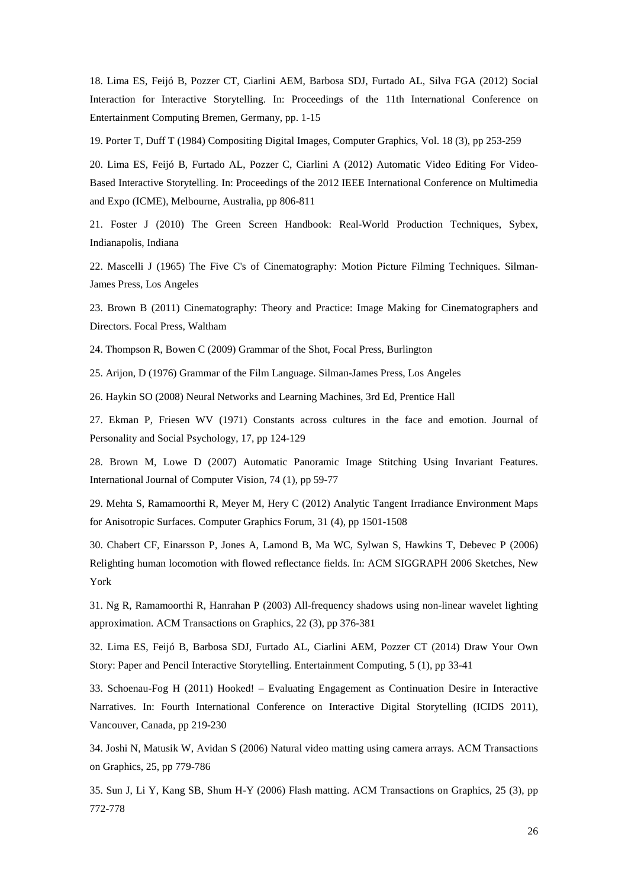18. Lima ES, Feijó B, Pozzer CT, Ciarlini AEM, Barbosa SDJ, Furtado AL, Silva FGA (2012) Social Interaction for Interactive Storytelling. In: Proceedings of the 11th International Conference on Entertainment Computing Bremen, Germany, pp. 1-15

19. Porter T, Duff T (1984) Compositing Digital Images, Computer Graphics, Vol. 18 (3), pp 253-259

20. Lima ES, Feijó B, Furtado AL, Pozzer C, Ciarlini A (2012) Automatic Video Editing For Video-Based Interactive Storytelling. In: Proceedings of the 2012 IEEE International Conference on Multimedia and Expo (ICME), Melbourne, Australia, pp 806-811

21. Foster J (2010) The Green Screen Handbook: Real-World Production Techniques, Sybex, Indianapolis, Indiana

22. Mascelli J (1965) The Five C's of Cinematography: Motion Picture Filming Techniques. Silman-James Press, Los Angeles

23. Brown B (2011) Cinematography: Theory and Practice: Image Making for Cinematographers and Directors. Focal Press, Waltham

24. Thompson R, Bowen C (2009) Grammar of the Shot, Focal Press, Burlington

25. Arijon, D (1976) Grammar of the Film Language. Silman-James Press, Los Angeles

26. Haykin SO (2008) Neural Networks and Learning Machines, 3rd Ed, Prentice Hall

27. Ekman P, Friesen WV (1971) Constants across cultures in the face and emotion. Journal of Personality and Social Psychology, 17, pp 124-129

28. Brown M, Lowe D (2007) Automatic Panoramic Image Stitching Using Invariant Features. International Journal of Computer Vision, 74 (1), pp 59-77

29. Mehta S, Ramamoorthi R, Meyer M, Hery C (2012) Analytic Tangent Irradiance Environment Maps for Anisotropic Surfaces. Computer Graphics Forum, 31 (4), pp 1501-1508

30. Chabert CF, Einarsson P, Jones A, Lamond B, Ma WC, Sylwan S, Hawkins T, Debevec P (2006) Relighting human locomotion with flowed reflectance fields. In: ACM SIGGRAPH 2006 Sketches, New York

31. Ng R, Ramamoorthi R, Hanrahan P (2003) All-frequency shadows using non-linear wavelet lighting approximation. ACM Transactions on Graphics, 22 (3), pp 376-381

32. Lima ES, Feijó B, Barbosa SDJ, Furtado AL, Ciarlini AEM, Pozzer CT (2014) Draw Your Own Story: Paper and Pencil Interactive Storytelling. Entertainment Computing, 5 (1), pp 33-41

33. Schoenau-Fog H (2011) Hooked! – Evaluating Engagement as Continuation Desire in Interactive Narratives. In: Fourth International Conference on Interactive Digital Storytelling (ICIDS 2011), Vancouver, Canada, pp 219-230

34. Joshi N, Matusik W, Avidan S (2006) Natural video matting using camera arrays. ACM Transactions on Graphics, 25, pp 779-786

35. Sun J, Li Y, Kang SB, Shum H-Y (2006) Flash matting. ACM Transactions on Graphics, 25 (3), pp 772-778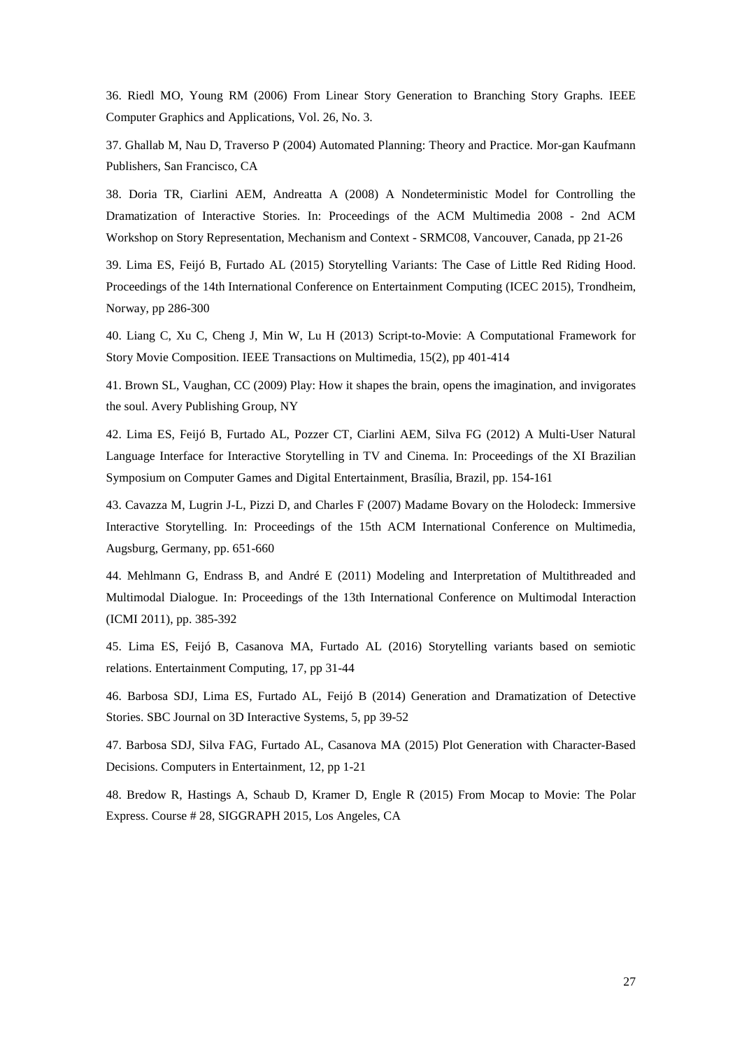36. Riedl MO, Young RM (2006) From Linear Story Generation to Branching Story Graphs. IEEE Computer Graphics and Applications, Vol. 26, No. 3.

37. Ghallab M, Nau D, Traverso P (2004) Automated Planning: Theory and Practice. Mor-gan Kaufmann Publishers, San Francisco, CA

38. Doria TR, Ciarlini AEM, Andreatta A (2008) A Nondeterministic Model for Controlling the Dramatization of Interactive Stories. In: Proceedings of the ACM Multimedia 2008 - 2nd ACM Workshop on Story Representation, Mechanism and Context - SRMC08, Vancouver, Canada, pp 21-26

39. Lima ES, Feijó B, Furtado AL (2015) Storytelling Variants: The Case of Little Red Riding Hood. Proceedings of the 14th International Conference on Entertainment Computing (ICEC 2015), Trondheim, Norway, pp 286-300

40. Liang C, Xu C, Cheng J, Min W, Lu H (2013) Script-to-Movie: A Computational Framework for Story Movie Composition. IEEE Transactions on Multimedia, 15(2), pp 401-414

41. Brown SL, Vaughan, CC (2009) Play: How it shapes the brain, opens the imagination, and invigorates the soul. Avery Publishing Group, NY

42. Lima ES, Feijó B, Furtado AL, Pozzer CT, Ciarlini AEM, Silva FG (2012) A Multi-User Natural Language Interface for Interactive Storytelling in TV and Cinema. In: Proceedings of the XI Brazilian Symposium on Computer Games and Digital Entertainment, Brasília, Brazil, pp. 154-161

43. Cavazza M, Lugrin J-L, Pizzi D, and Charles F (2007) Madame Bovary on the Holodeck: Immersive Interactive Storytelling. In: Proceedings of the 15th ACM International Conference on Multimedia, Augsburg, Germany, pp. 651-660

44. Mehlmann G, Endrass B, and André E (2011) Modeling and Interpretation of Multithreaded and Multimodal Dialogue. In: Proceedings of the 13th International Conference on Multimodal Interaction (ICMI 2011), pp. 385-392

45. Lima ES, Feijó B, Casanova MA, Furtado AL (2016) Storytelling variants based on semiotic relations. Entertainment Computing, 17, pp 31-44

46. Barbosa SDJ, Lima ES, Furtado AL, Feijó B (2014) Generation and Dramatization of Detective Stories. SBC Journal on 3D Interactive Systems, 5, pp 39-52

47. Barbosa SDJ, Silva FAG, Furtado AL, Casanova MA (2015) Plot Generation with Character-Based Decisions. Computers in Entertainment, 12, pp 1-21

48. Bredow R, Hastings A, Schaub D, Kramer D, Engle R (2015) From Mocap to Movie: The Polar Express. Course # 28, SIGGRAPH 2015, Los Angeles, CA